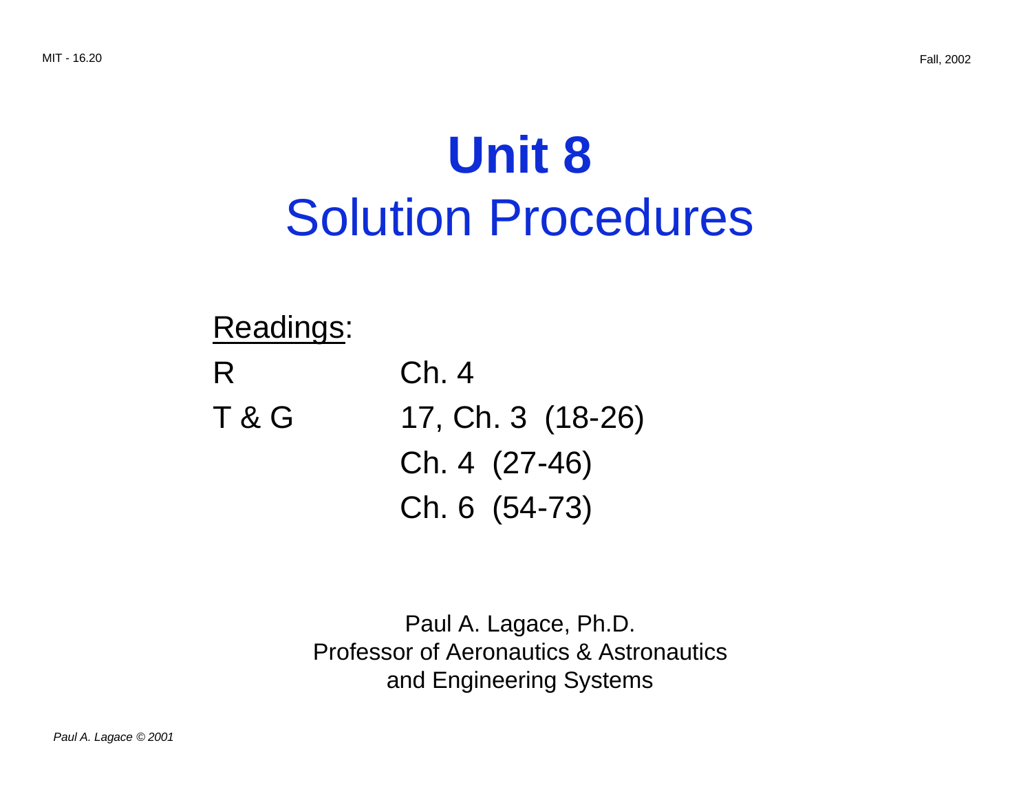# Unit 8
## Solution Procedures

<u>Readings</u>:

| | |
|---|---|
| R | Ch. 4 |
| T & G | 17, Ch. 3 (18-26) |
| | Ch. 4 (27-46) |
| | Ch. 6 (54-73) |

Paul A. Lagace, Ph.D.
Professor of Aeronautics & Astronautics
and Engineering Systems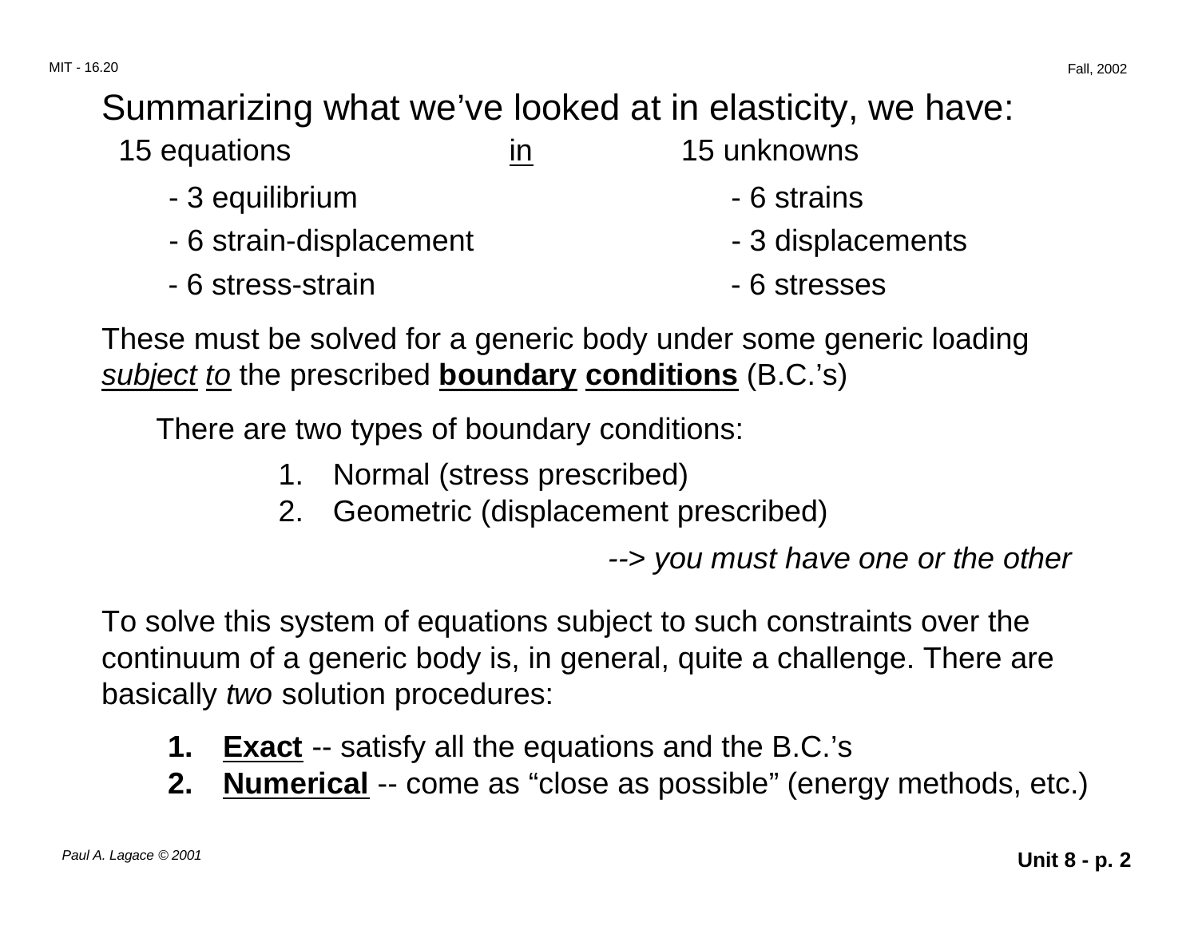Summarizing what we've looked at in elasticity, we have:

15 equations <u>in</u> 15 unknowns

| 15 equations | 15 unknowns |
|---|---|
| - 3 equilibrium | - 6 strains |
| - 6 strain-displacement | - 3 displacements |
| - 6 stress-strain | - 6 stresses |

These must be solved for a generic body under some generic loading <u>*subject*</u> <u>*to*</u> the prescribed **<u>boundary</u>** **<u>conditions</u>** (B.C.'s)

There are two types of boundary conditions:

1. Normal (stress prescribed)
2. Geometric (displacement prescribed)

--> *you must have one or the other*

To solve this system of equations subject to such constraints over the continuum of a generic body is, in general, quite a challenge. There are basically *two* solution procedures:

1. **<u>Exact</u>** -- satisfy all the equations and the B.C.'s
2. **<u>Numerical</u>** -- come as "close as possible" (energy methods, etc.)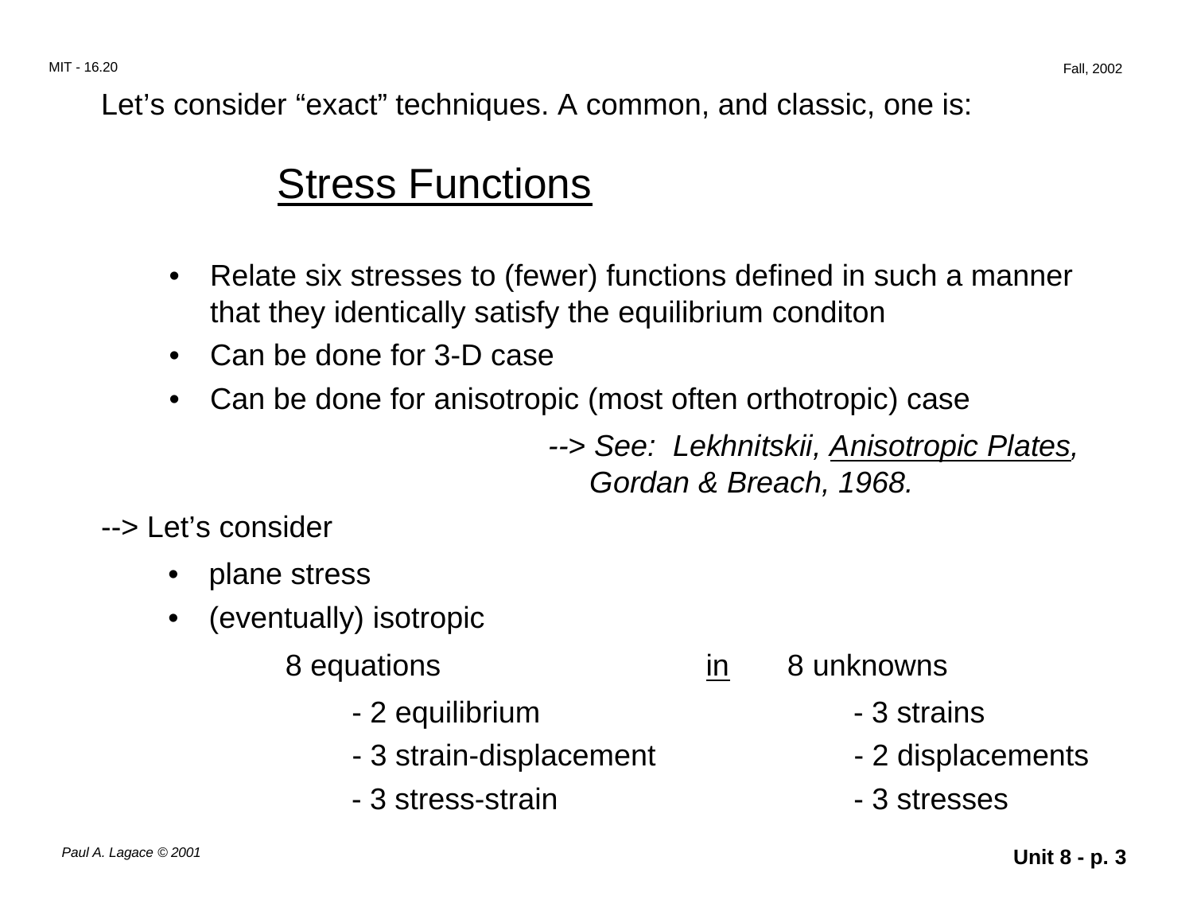Let's consider "exact" techniques. A common, and classic, one is:

# Stress Functions

- Relate six stresses to (fewer) functions defined in such a manner that they identically satisfy the equilibrium conditon
- Can be done for 3-D case
- Can be done for anisotropic (most often orthotropic) case

--> *See: Lekhnitskii, Anisotropic Plates, Gordan & Breach, 1968.*

--> Let's consider

- plane stress
- (eventually) isotropic

| 8 equations | in | 8 unknowns |
|---|---|---|
| - 2 equilibrium | | - 3 strains |
| - 3 strain-displacement | | - 2 displacements |
| - 3 stress-strain | | - 3 stresses |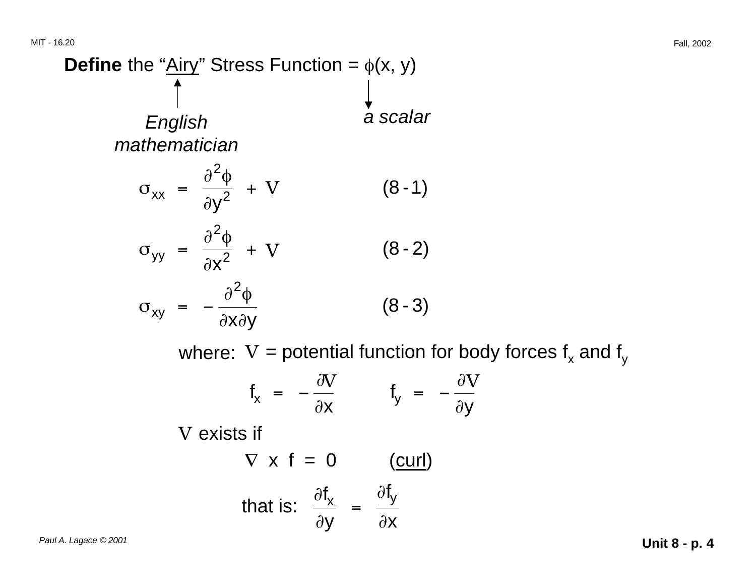**Define** the "Airy" Stress Function = $\phi(x, y)$

*English mathematician* (annotation on "Airy") — *a scalar* (annotation on $\phi(x, y)$)

$$\sigma_{xx} = \frac{\partial^2 \phi}{\partial y^2} + V \qquad (8-1)$$

$$\sigma_{yy} = \frac{\partial^2 \phi}{\partial x^2} + V \qquad (8-2)$$

$$\sigma_{xy} = -\frac{\partial^2 \phi}{\partial x \partial y} \qquad (8-3)$$

where: $V$ = potential function for body forces $f_x$ and $f_y$

$$f_x = -\frac{\partial V}{\partial x} \qquad f_y = -\frac{\partial V}{\partial y}$$

$V$ exists if

$$\nabla \times f = 0 \qquad \text{(curl)}$$

that is:

$$\frac{\partial f_x}{\partial y} = \frac{\partial f_y}{\partial x}$$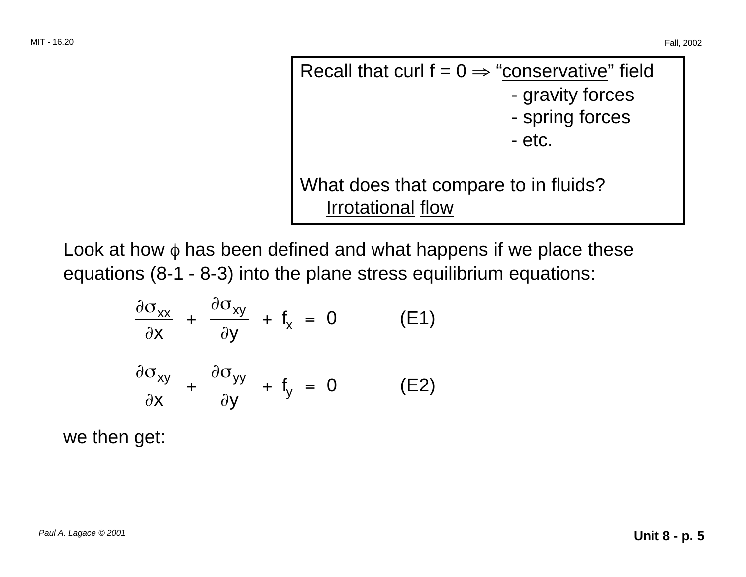> Recall that curl f = 0 $\Rightarrow$ "<u>conservative</u>" field
> - gravity forces
> - spring forces
> - etc.
>
> What does that compare to in fluids?
> <u>Irrotational</u> <u>flow</u>

Look at how $\phi$ has been defined and what happens if we place these equations (8-1 - 8-3) into the plane stress equilibrium equations:

$$\frac{\partial \sigma_{xx}}{\partial x} + \frac{\partial \sigma_{xy}}{\partial y} + f_x = 0 \qquad \text{(E1)}$$

$$\frac{\partial \sigma_{xy}}{\partial x} + \frac{\partial \sigma_{yy}}{\partial y} + f_y = 0 \qquad \text{(E2)}$$

we then get: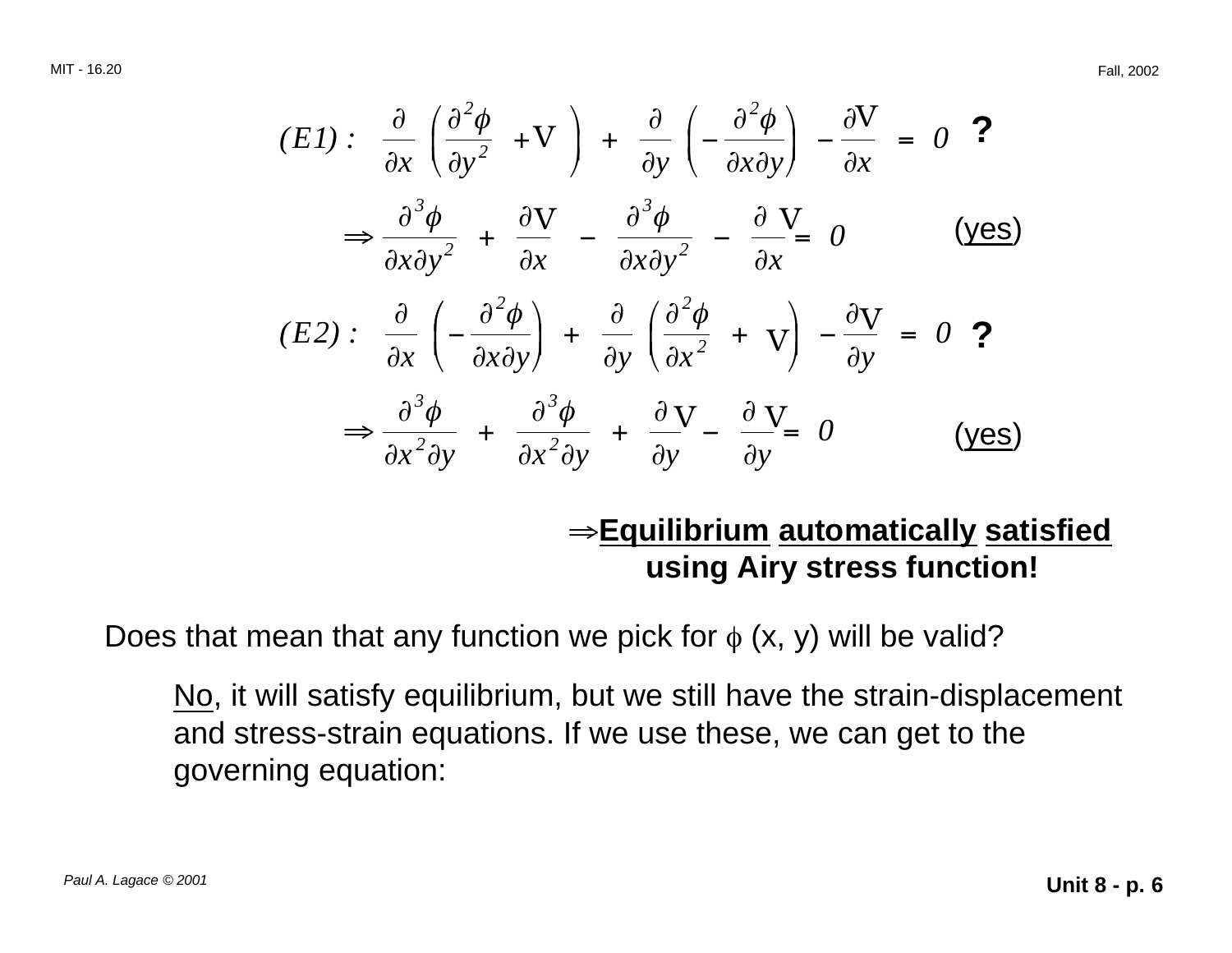$$(E1): \quad \frac{\partial}{\partial x}\left(\frac{\partial^2 \phi}{\partial y^2} + V\right) + \frac{\partial}{\partial y}\left(-\frac{\partial^2 \phi}{\partial x \partial y}\right) - \frac{\partial V}{\partial x} = 0 \quad \textbf{?}$$

$$\Rightarrow \frac{\partial^3 \phi}{\partial x \partial y^2} + \frac{\partial V}{\partial x} - \frac{\partial^3 \phi}{\partial x \partial y^2} - \frac{\partial V}{\partial x} = 0 \qquad \text{(\underline{yes})}$$

$$(E2): \quad \frac{\partial}{\partial x}\left(-\frac{\partial^2 \phi}{\partial x \partial y}\right) + \frac{\partial}{\partial y}\left(\frac{\partial^2 \phi}{\partial x^2} + V\right) - \frac{\partial V}{\partial y} = 0 \quad \textbf{?}$$

$$\Rightarrow \frac{\partial^3 \phi}{\partial x^2 \partial y} + \frac{\partial^3 \phi}{\partial x^2 \partial y} + \frac{\partial V}{\partial y} - \frac{\partial V}{\partial y} = 0 \qquad \text{(\underline{yes})}$$

$\Rightarrow$ **Equilibrium automatically satisfied using Airy stress function!**

Does that mean that any function we pick for $\phi$ (x, y) will be valid?

No, it will satisfy equilibrium, but we still have the strain-displacement and stress-strain equations. If we use these, we can get to the governing equation: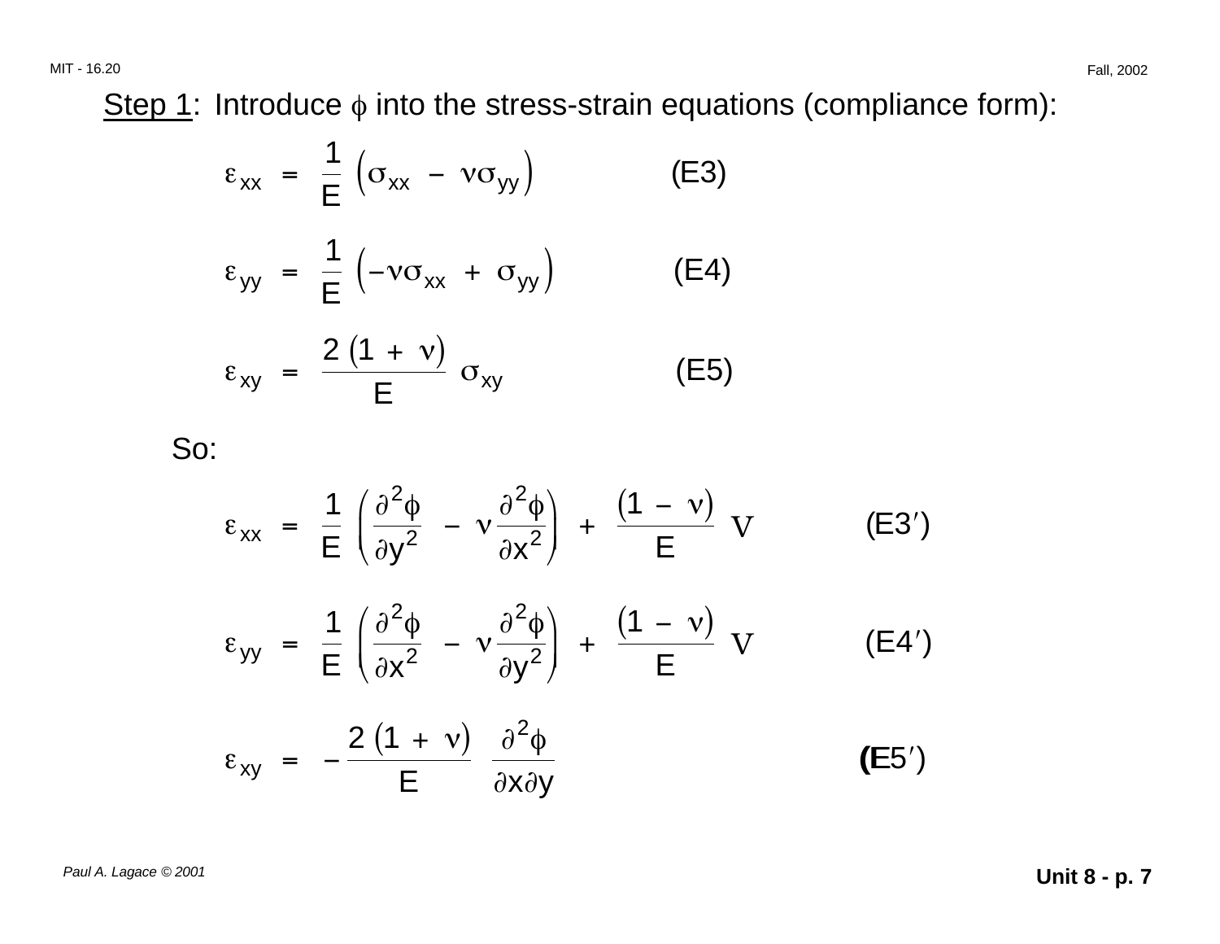Step 1: Introduce $\phi$ into the stress-strain equations (compliance form):

$$\varepsilon_{xx} = \frac{1}{E}\left(\sigma_{xx} - \nu\sigma_{yy}\right) \qquad \text{(E3)}$$

$$\varepsilon_{yy} = \frac{1}{E}\left(-\nu\sigma_{xx} + \sigma_{yy}\right) \qquad \text{(E4)}$$

$$\varepsilon_{xy} = \frac{2\left(1 + \nu\right)}{E}\sigma_{xy} \qquad \text{(E5)}$$

So:

$$\varepsilon_{xx} = \frac{1}{E}\left(\frac{\partial^2\phi}{\partial y^2} - \nu\frac{\partial^2\phi}{\partial x^2}\right) + \frac{\left(1 - \nu\right)}{E}V \qquad \text{(E3}'\text{)}$$

$$\varepsilon_{yy} = \frac{1}{E}\left(\frac{\partial^2\phi}{\partial x^2} - \nu\frac{\partial^2\phi}{\partial y^2}\right) + \frac{\left(1 - \nu\right)}{E}V \qquad \text{(E4}'\text{)}$$

$$\varepsilon_{xy} = -\frac{2\left(1 + \nu\right)}{E}\frac{\partial^2\phi}{\partial x\partial y} \qquad \text{(E5}'\text{)}$$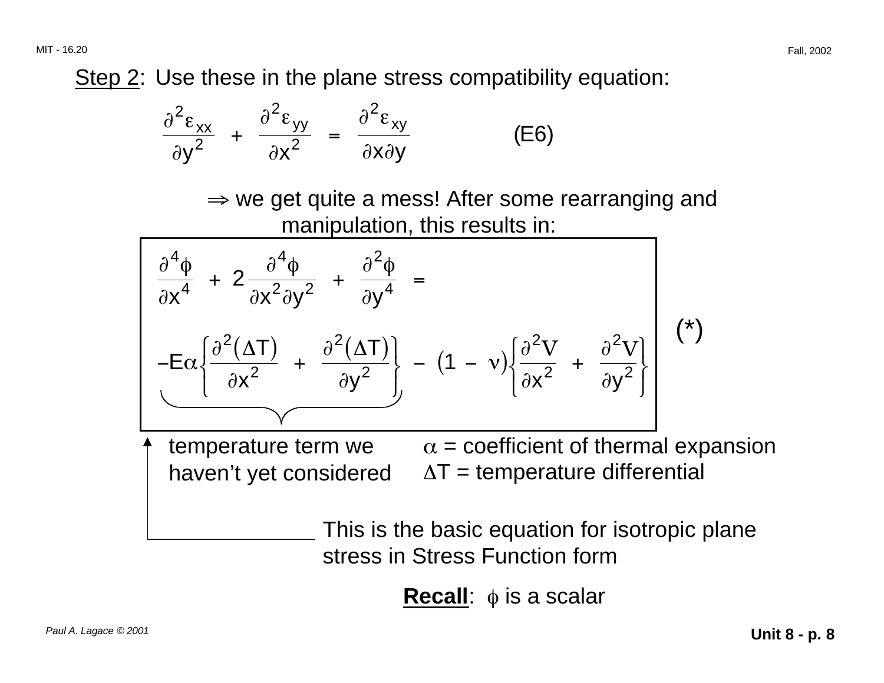<u>Step 2</u>: Use these in the plane stress compatibility equation:

$$\frac{\partial^2 \varepsilon_{xx}}{\partial y^2} + \frac{\partial^2 \varepsilon_{yy}}{\partial x^2} = \frac{\partial^2 \varepsilon_{xy}}{\partial x \partial y} \qquad \text{(E6)}$$

$\Rightarrow$ we get quite a mess! After some rearranging and manipulation, this results in:

$$\frac{\partial^4 \phi}{\partial x^4} + 2\frac{\partial^4 \phi}{\partial x^2 \partial y^2} + \frac{\partial^2 \phi}{\partial y^4} = -E\alpha\left\{\frac{\partial^2(\Delta T)}{\partial x^2} + \frac{\partial^2(\Delta T)}{\partial y^2}\right\} - (1 - \nu)\left\{\frac{\partial^2 V}{\partial x^2} + \frac{\partial^2 V}{\partial y^2}\right\} \qquad (*)$$

The term $-E\alpha\left\{\frac{\partial^2(\Delta T)}{\partial x^2} + \frac{\partial^2(\Delta T)}{\partial y^2}\right\}$ is the temperature term we haven't yet considered

$\alpha$ = coefficient of thermal expansion
$\Delta T$ = temperature differential

This is the basic equation for isotropic plane stress in Stress Function form

**<u>Recall</u>**: $\phi$ is a scalar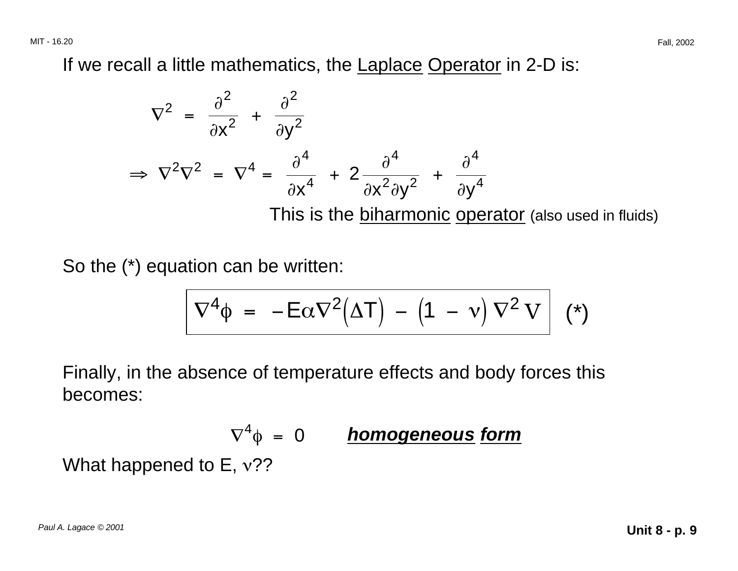If we recall a little mathematics, the Laplace Operator in 2-D is:

$$\nabla^2 = \frac{\partial^2}{\partial x^2} + \frac{\partial^2}{\partial y^2}$$

$$\Rightarrow \nabla^2 \nabla^2 = \nabla^4 = \frac{\partial^4}{\partial x^4} + 2\frac{\partial^4}{\partial x^2 \partial y^2} + \frac{\partial^4}{\partial y^4}$$

This is the biharmonic operator (also used in fluids)

So the (*) equation can be written:

$$\boxed{\nabla^4 \phi = -E\alpha \nabla^2 (\Delta T) - (1 - \nu) \nabla^2 V} \quad (*)$$

Finally, in the absence of temperature effects and body forces this becomes:

$$\nabla^4 \phi = 0 \qquad \textbf{\textit{homogeneous form}}$$

What happened to E, $\nu$??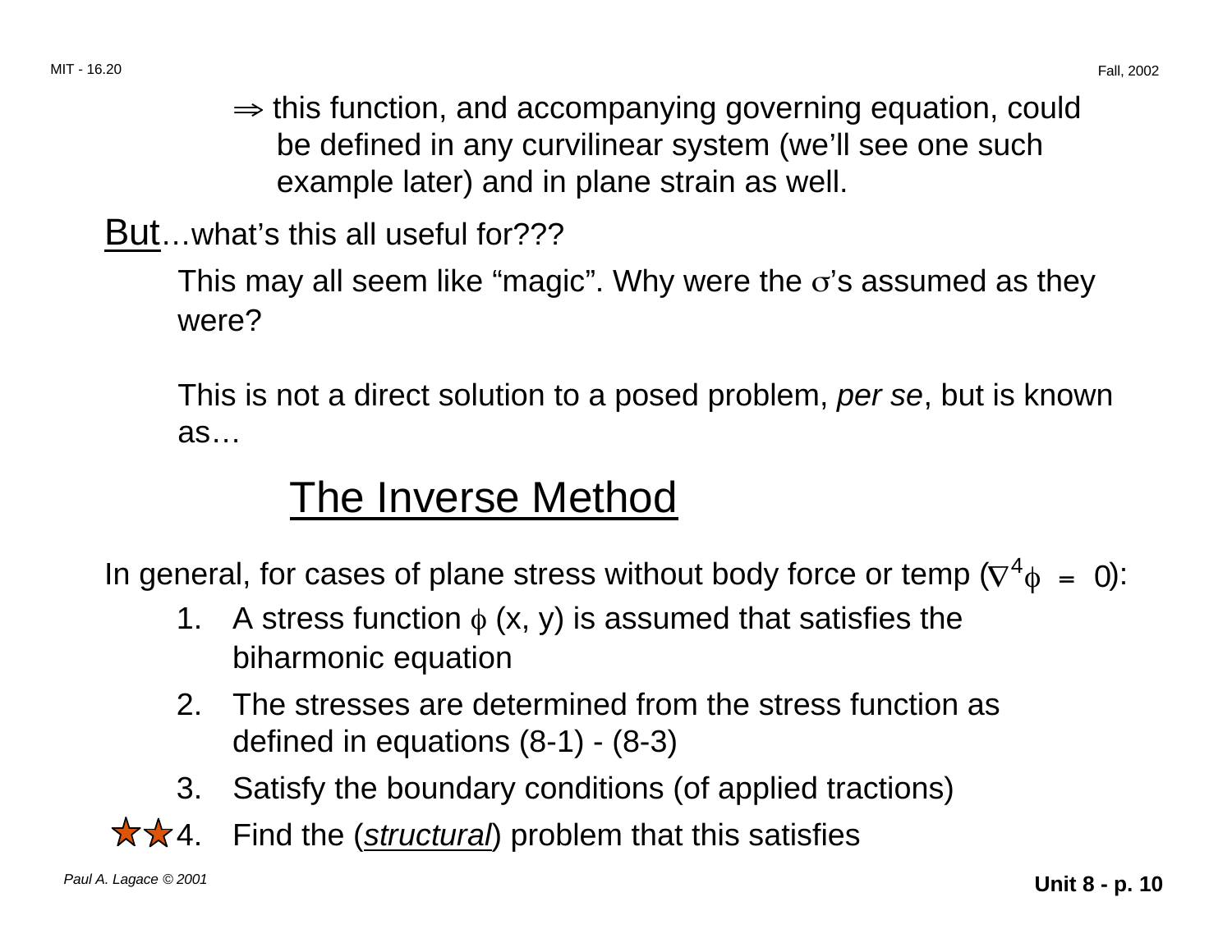$\Rightarrow$ this function, and accompanying governing equation, could be defined in any curvilinear system (we'll see one such example later) and in plane strain as well.

But…what's this all useful for???

This may all seem like "magic". Why were the $\sigma$'s assumed as they were?

This is not a direct solution to a posed problem, *per se*, but is known as…

## The Inverse Method

In general, for cases of plane stress without body force or temp ($\nabla^4 \phi = 0$):

1. A stress function $\phi$ (x, y) is assumed that satisfies the biharmonic equation
2. The stresses are determined from the stress function as defined in equations (8-1) - (8-3)
3. Satisfy the boundary conditions (of applied tractions)
4. Find the (*structural*) problem that this satisfies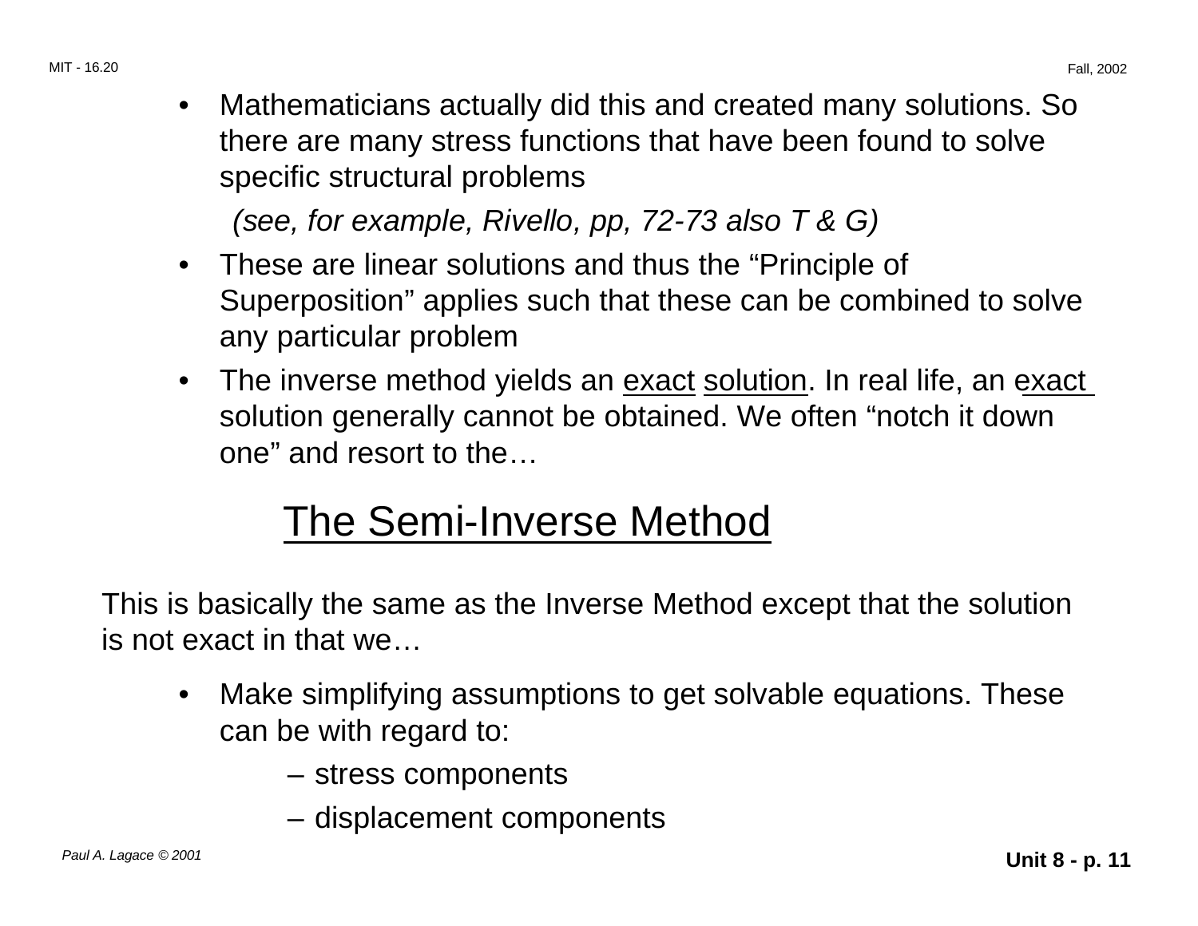- Mathematicians actually did this and created many solutions. So there are many stress functions that have been found to solve specific structural problems

  *(see, for example, Rivello, pp, 72-73 also T & G)*

- These are linear solutions and thus the “Principle of Superposition” applies such that these can be combined to solve any particular problem
- The inverse method yields an exact solution. In real life, an exact solution generally cannot be obtained. We often “notch it down one” and resort to the…

## The Semi-Inverse Method

This is basically the same as the Inverse Method except that the solution is not exact in that we…

- Make simplifying assumptions to get solvable equations. These can be with regard to:
  - stress components
  - displacement components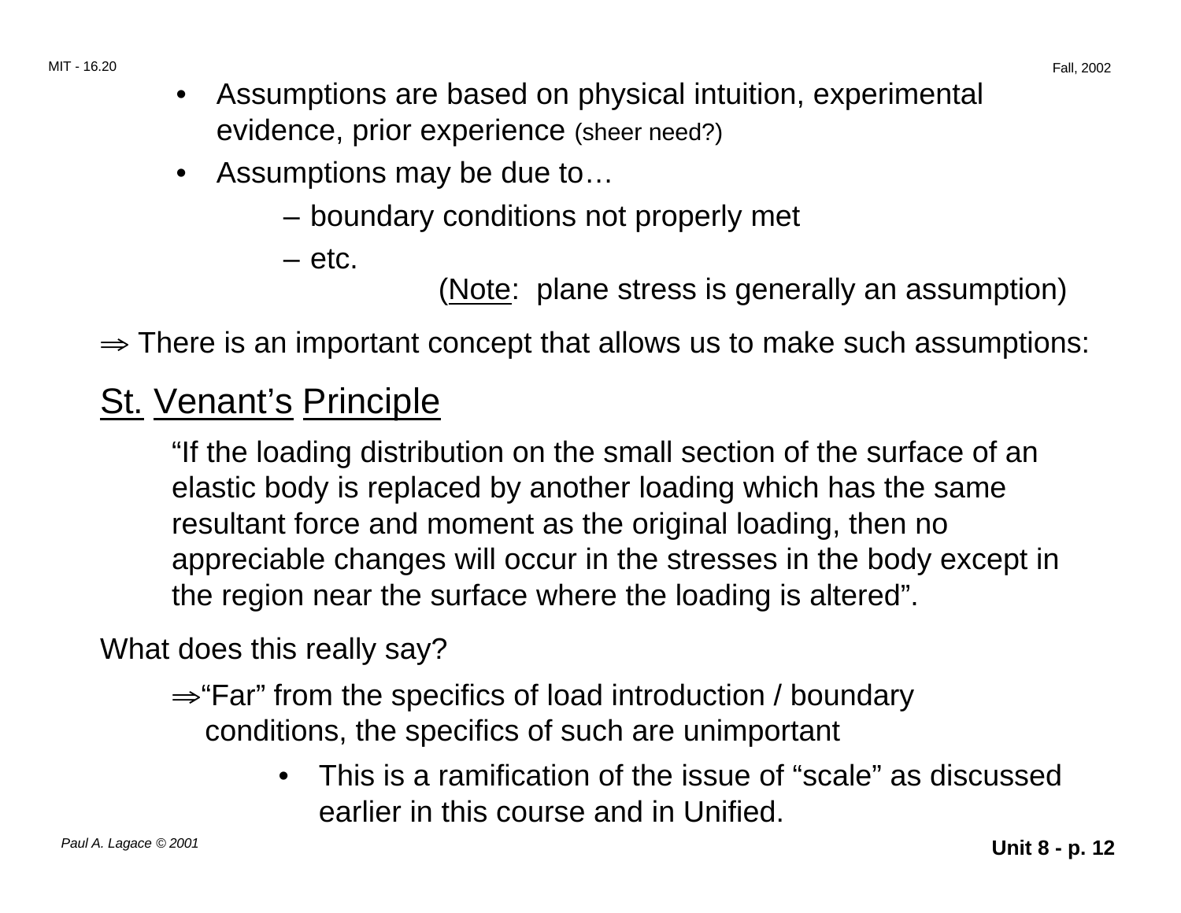- Assumptions are based on physical intuition, experimental evidence, prior experience (sheer need?)
- Assumptions may be due to…
  - – boundary conditions not properly met
  - – etc.

(Note: plane stress is generally an assumption)

$\Rightarrow$ There is an important concept that allows us to make such assumptions:

## St. Venant's Principle

"If the loading distribution on the small section of the surface of an elastic body is replaced by another loading which has the same resultant force and moment as the original loading, then no appreciable changes will occur in the stresses in the body except in the region near the surface where the loading is altered".

What does this really say?

$\Rightarrow$"Far" from the specifics of load introduction / boundary conditions, the specifics of such are unimportant

- This is a ramification of the issue of "scale" as discussed earlier in this course and in Unified.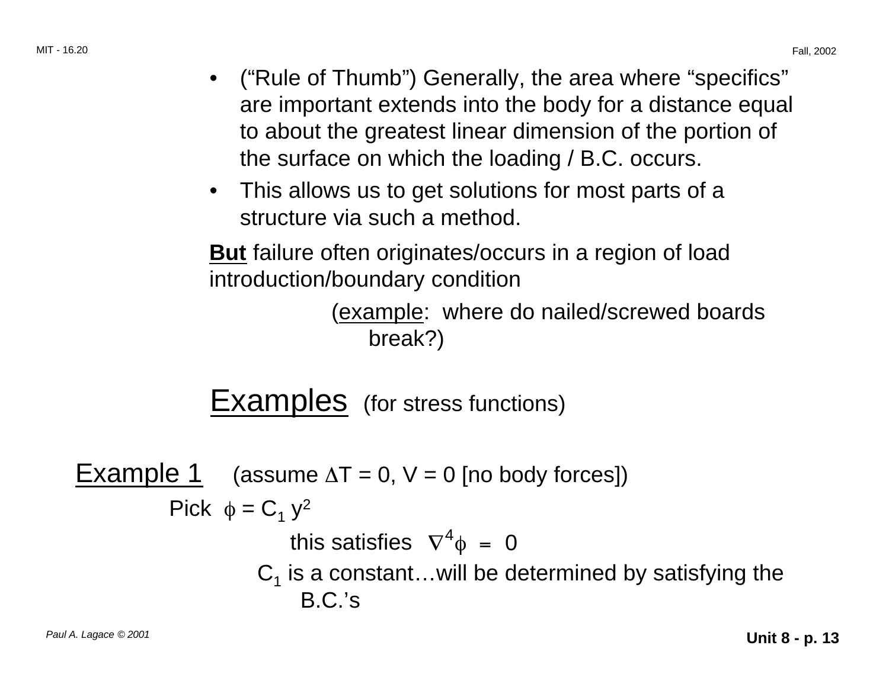- ("Rule of Thumb") Generally, the area where "specifics" are important extends into the body for a distance equal to about the greatest linear dimension of the portion of the surface on which the loading / B.C. occurs.
- This allows us to get solutions for most parts of a structure via such a method.

**But** failure often originates/occurs in a region of load introduction/boundary condition

(example: where do nailed/screwed boards break?)

## Examples (for stress functions)

### Example 1 (assume $\Delta T = 0$, $V = 0$ [no body forces])

Pick $\phi = C_1 y^2$

this satisfies $\nabla^4 \phi = 0$

$C_1$ is a constant…will be determined by satisfying the B.C.'s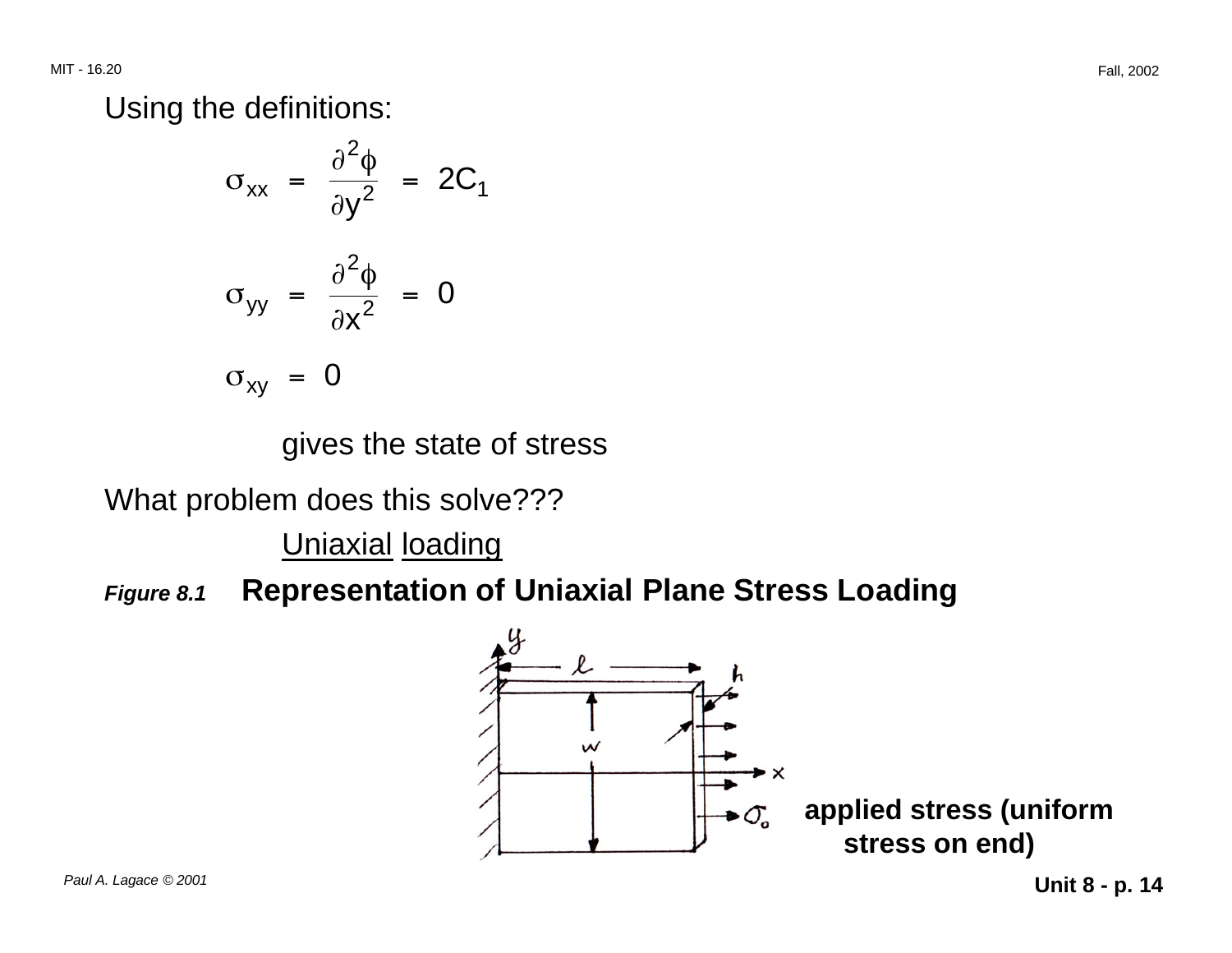Using the definitions:

$$\sigma_{xx} = \frac{\partial^2 \phi}{\partial y^2} = 2C_1$$

$$\sigma_{yy} = \frac{\partial^2 \phi}{\partial x^2} = 0$$

$$\sigma_{xy} = 0$$

gives the state of stress

What problem does this solve???

<u>Uniaxial</u> <u>loading</u>

***Figure 8.1*** **Representation of Uniaxial Plane Stress Loading**

**applied stress (uniform stress on end)**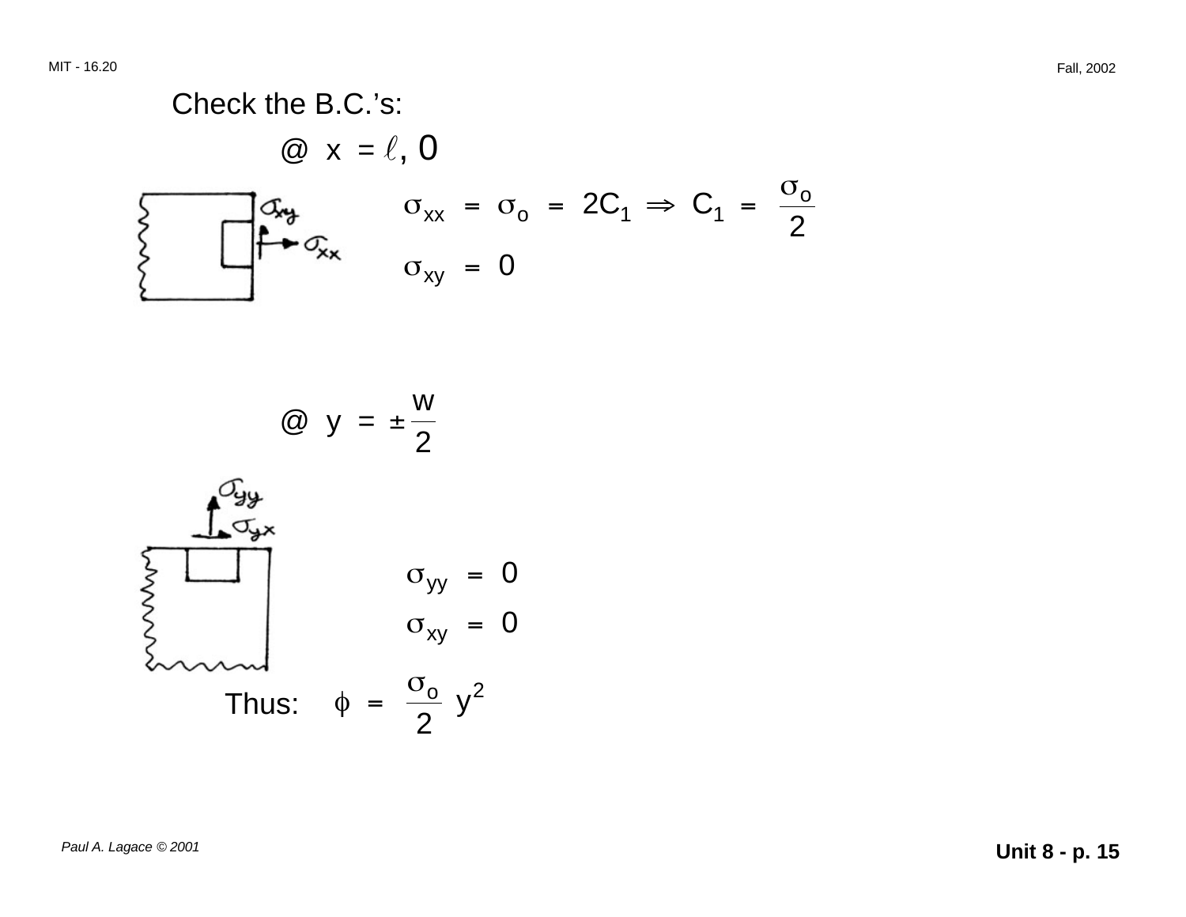Check the B.C.'s:

@ $x = \ell, 0$

$$\sigma_{xx} = \sigma_o = 2C_1 \Rightarrow C_1 = \frac{\sigma_o}{2}$$

$$\sigma_{xy} = 0$$

@ $y = \pm \frac{w}{2}$

$$\sigma_{yy} = 0$$

$$\sigma_{xy} = 0$$

Thus: $\phi = \frac{\sigma_o}{2} y^2$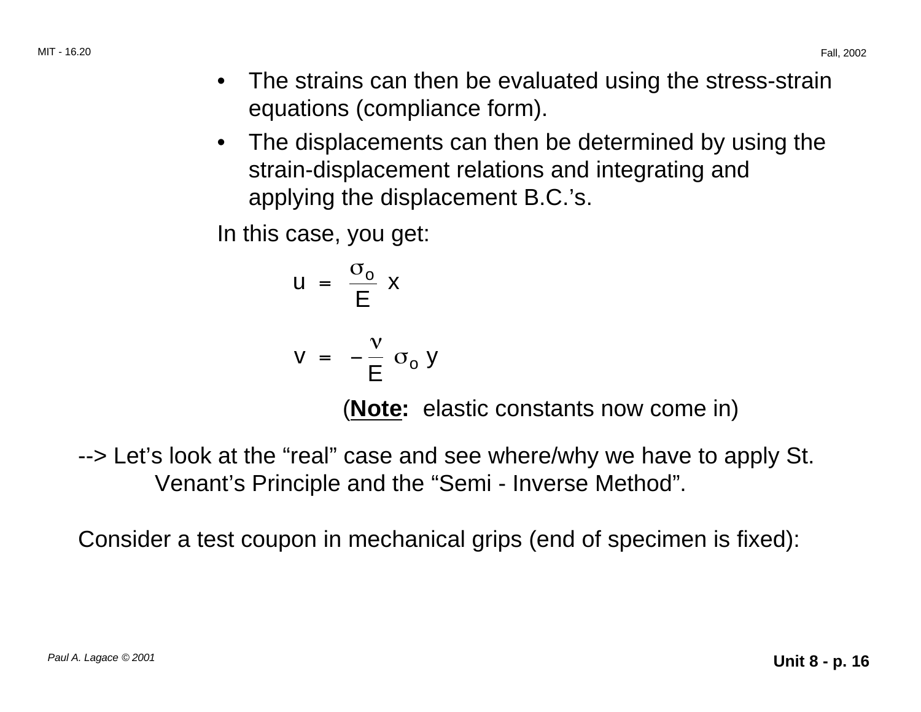- The strains can then be evaluated using the stress-strain equations (compliance form).
- The displacements can then be determined by using the strain-displacement relations and integrating and applying the displacement B.C.'s.

In this case, you get:

$$u = \frac{\sigma_o}{E} x$$

$$v = -\frac{\nu}{E} \sigma_o y$$

(**Note:** elastic constants now come in)

--> Let's look at the "real" case and see where/why we have to apply St. Venant's Principle and the "Semi - Inverse Method".

Consider a test coupon in mechanical grips (end of specimen is fixed):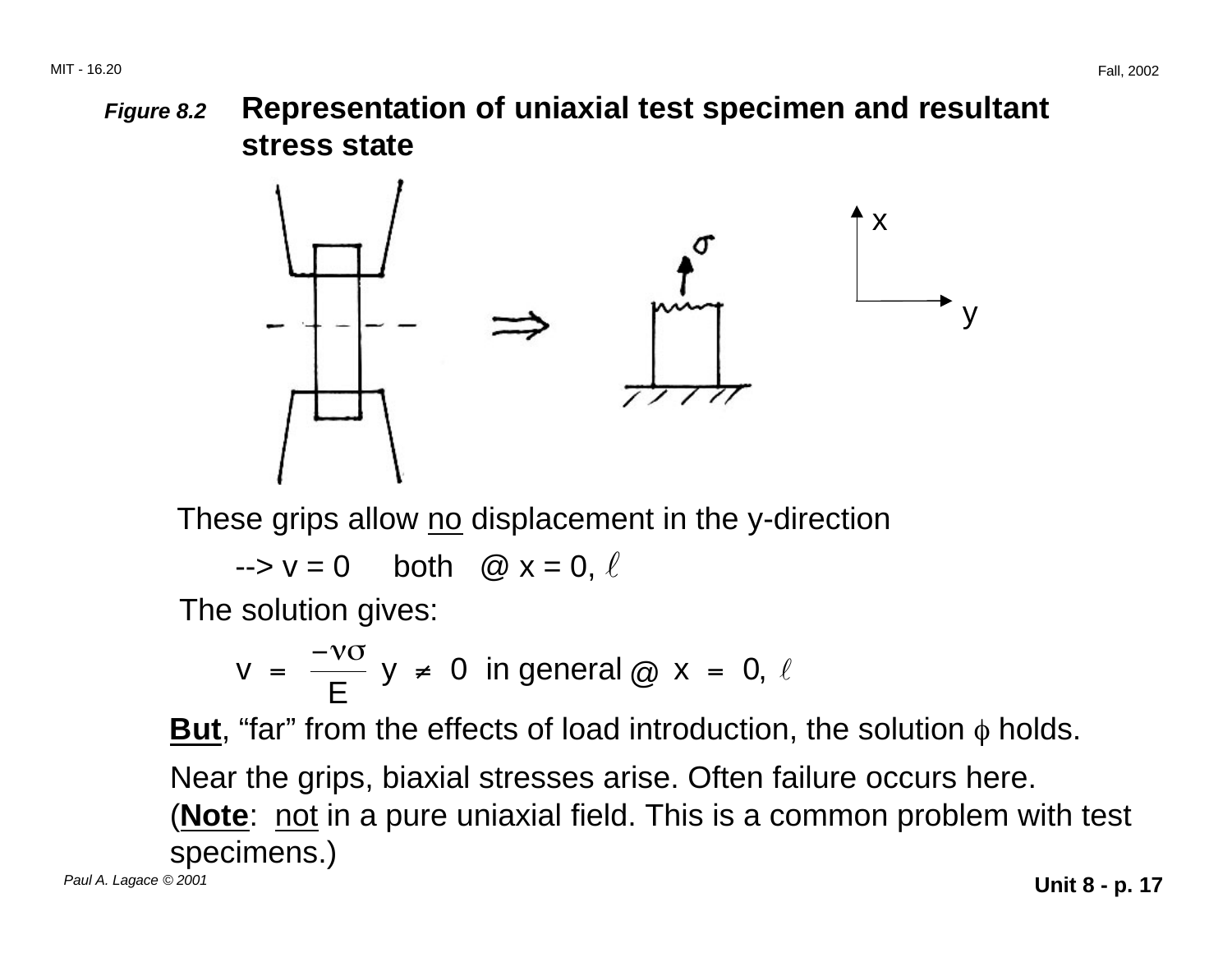***Figure 8.2*** **Representation of uniaxial test specimen and resultant stress state**

These grips allow <u>no</u> displacement in the y-direction

--> $v = 0$ both @ $x = 0, \ell$

The solution gives:

$$v = \frac{-\nu\sigma}{E} y \neq 0 \text{ in general @ } x = 0, \ell$$

**<u>But</u>**, "far" from the effects of load introduction, the solution $\phi$ holds.

Near the grips, biaxial stresses arise. Often failure occurs here. (**<u>Note</u>**: <u>not</u> in a pure uniaxial field. This is a common problem with test specimens.)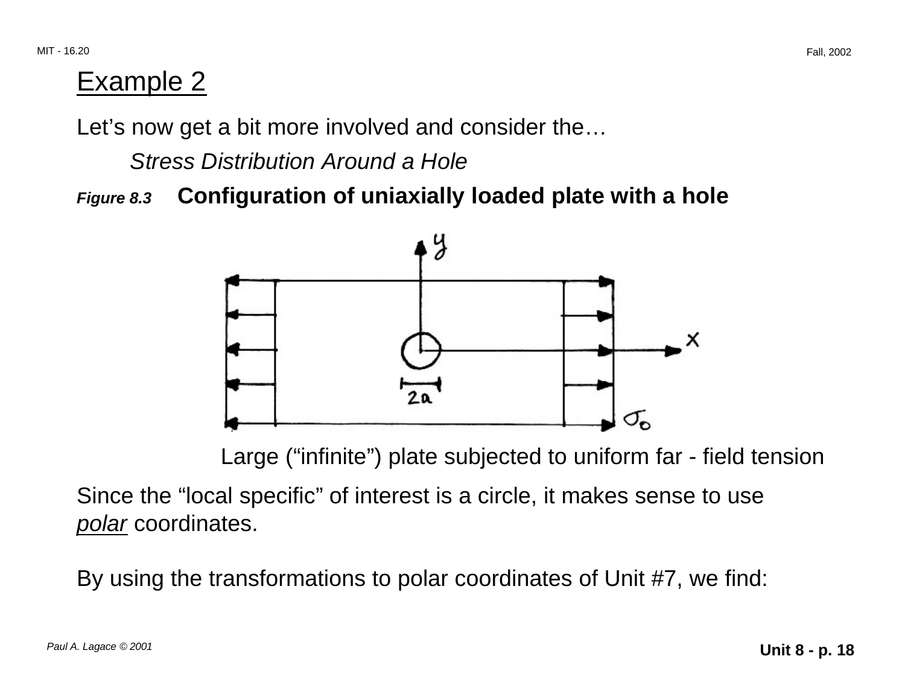## Example 2

Let’s now get a bit more involved and consider the…

*Stress Distribution Around a Hole*

***Figure 8.3*** **Configuration of uniaxially loaded plate with a hole**

Large (“infinite”) plate subjected to uniform far - field tension

Since the “local specific” of interest is a circle, it makes sense to use *polar* coordinates.

By using the transformations to polar coordinates of Unit #7, we find: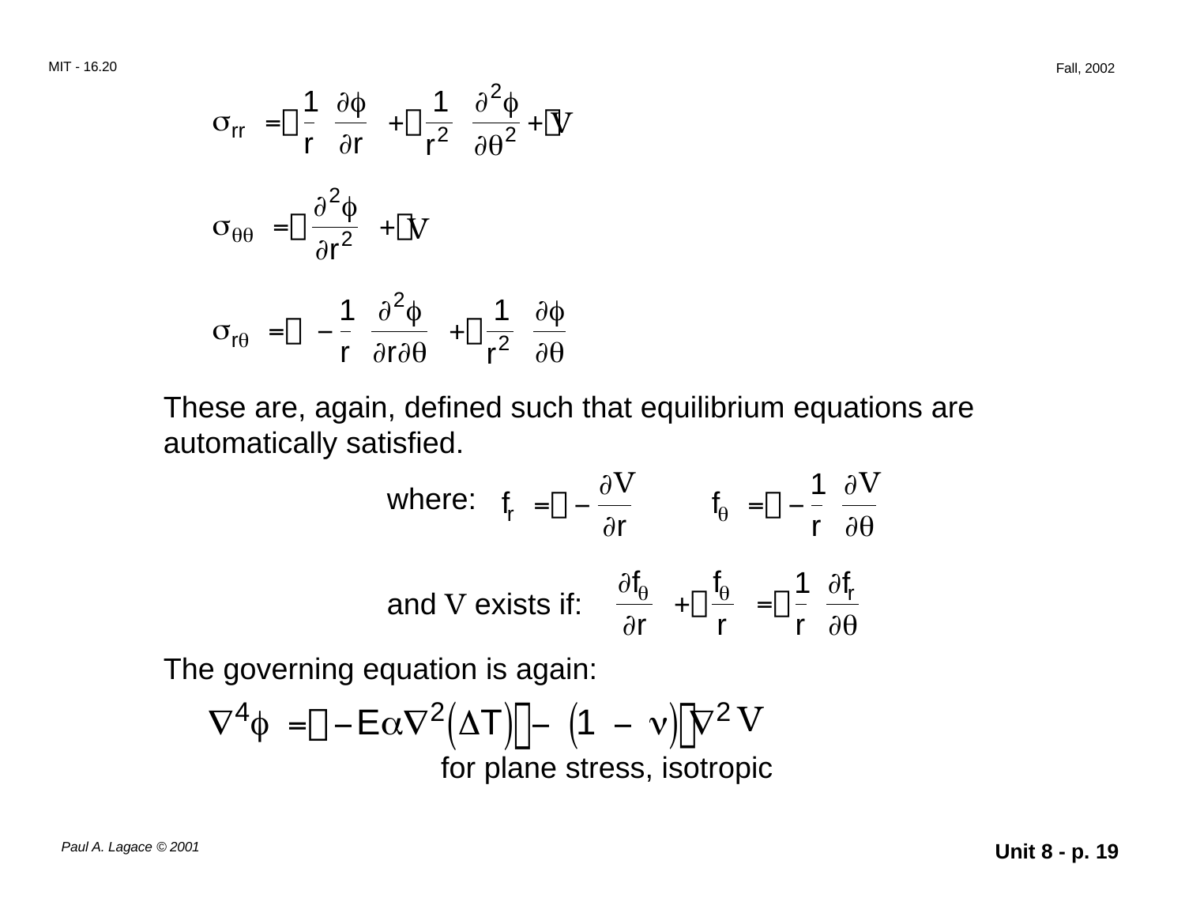$$\sigma_{rr} = \frac{1}{r}\frac{\partial \phi}{\partial r} + \frac{1}{r^2}\frac{\partial^2 \phi}{\partial \theta^2} + V$$

$$\sigma_{\theta\theta} = \frac{\partial^2 \phi}{\partial r^2} + V$$

$$\sigma_{r\theta} = -\frac{1}{r}\frac{\partial^2 \phi}{\partial r \partial \theta} + \frac{1}{r^2}\frac{\partial \phi}{\partial \theta}$$

These are, again, defined such that equilibrium equations are automatically satisfied.

where: $f_r = -\frac{\partial V}{\partial r}$ $\qquad f_\theta = -\frac{1}{r}\frac{\partial V}{\partial \theta}$

and $V$ exists if: $\frac{\partial f_\theta}{\partial r} + \frac{f_\theta}{r} = \frac{1}{r}\frac{\partial f_r}{\partial \theta}$

The governing equation is again:

$$\nabla^4 \phi = -E\alpha \nabla^2 (\Delta T) - (1 - \nu)\nabla^2 V$$

for plane stress, isotropic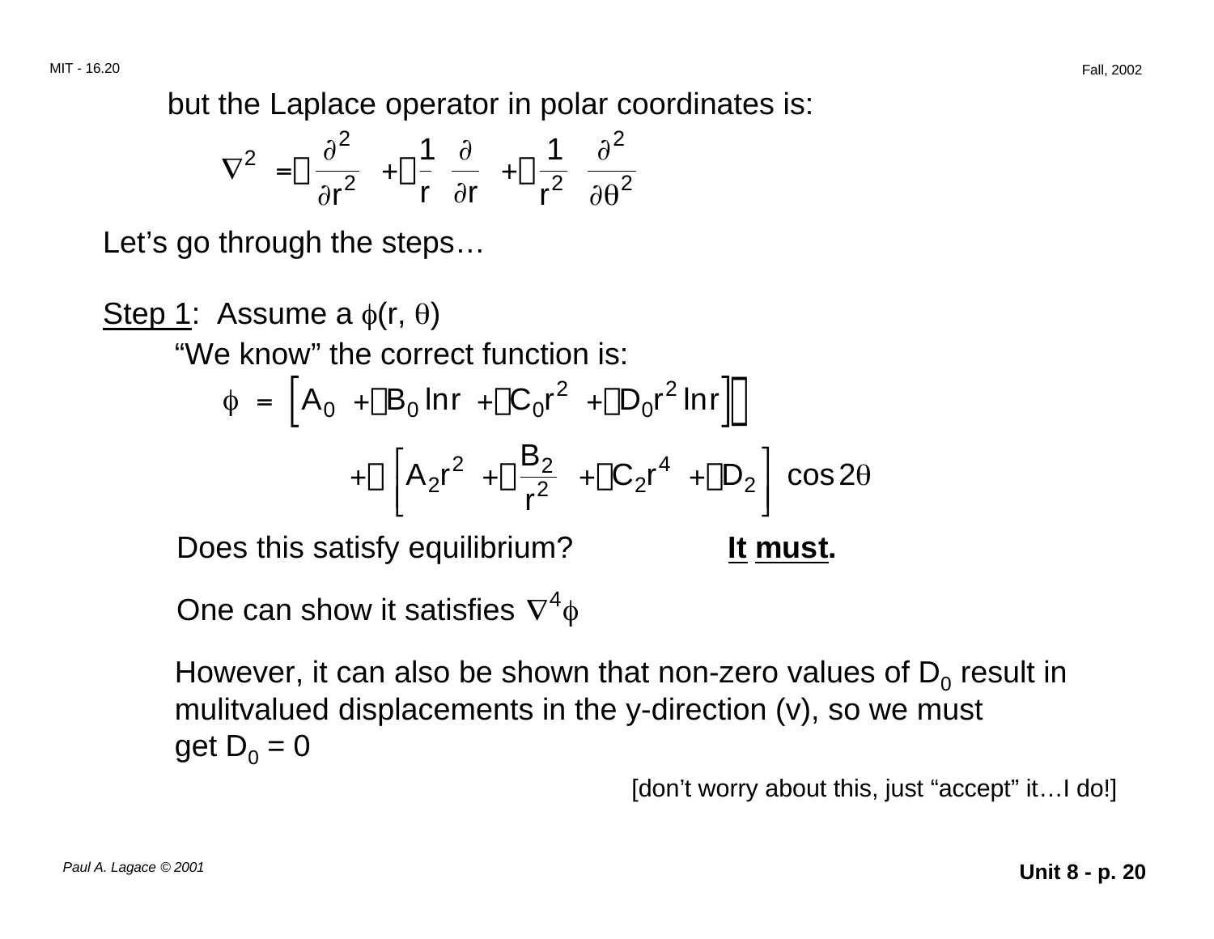but the Laplace operator in polar coordinates is:

$$\nabla^2 = \frac{\partial^2}{\partial r^2} + \frac{1}{r}\frac{\partial}{\partial r} + \frac{1}{r^2}\frac{\partial^2}{\partial \theta^2}$$

Let's go through the steps…

Step 1: Assume a $\phi(r, \theta)$

"We know" the correct function is:

$$\phi = \left[A_0 + B_0 \ln r + C_0 r^2 + D_0 r^2 \ln r\right]$$

$$+ \left[A_2 r^2 + \frac{B_2}{r^2} + C_2 r^4 + D_2\right] \cos 2\theta$$

Does this satisfy equilibrium? **It must.**

One can show it satisfies $\nabla^4 \phi$

However, it can also be shown that non-zero values of $D_0$ result in mulitvalued displacements in the y-direction (v), so we must get $D_0 = 0$

[don't worry about this, just "accept" it…I do!]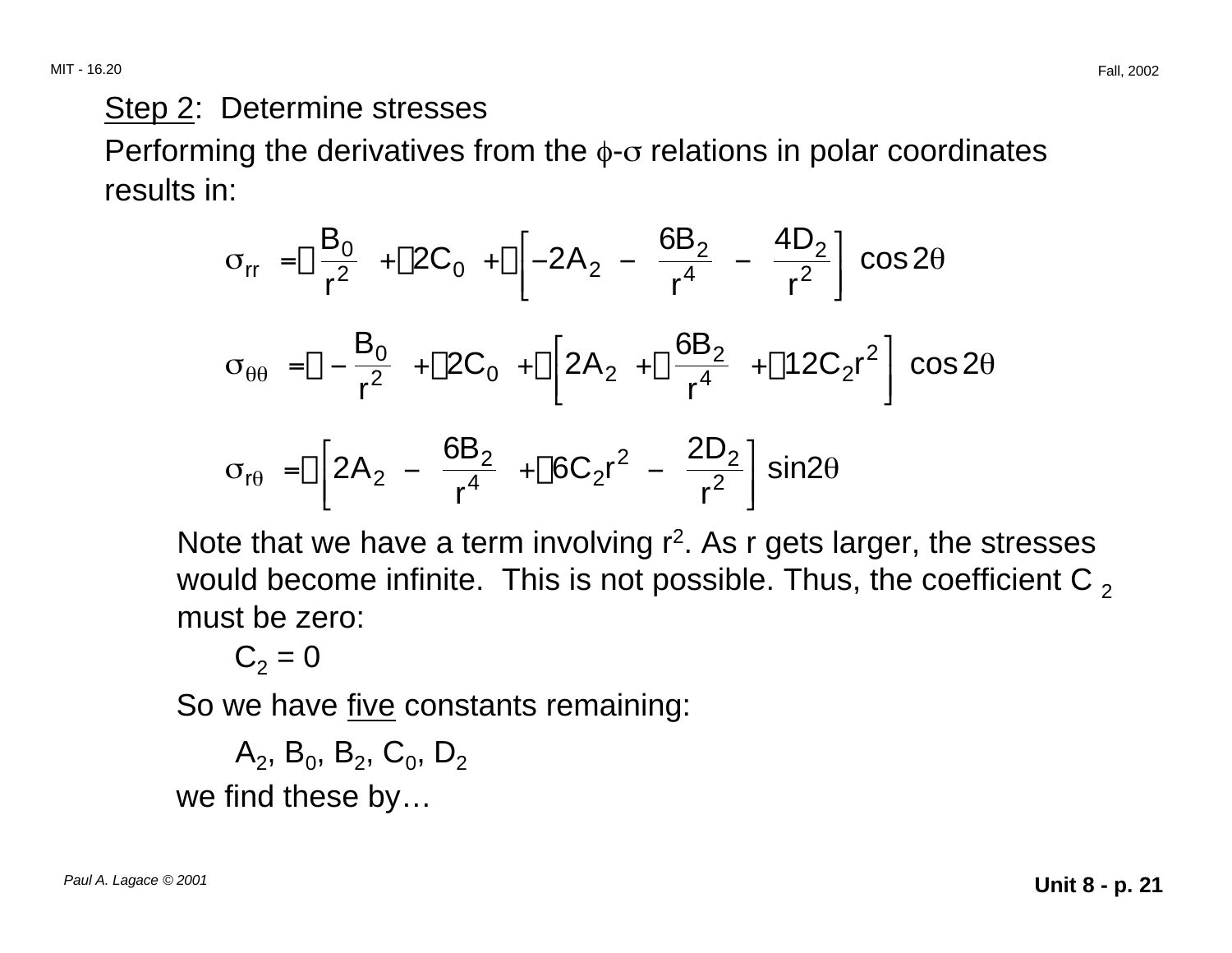Step 2: Determine stresses

Performing the derivatives from the $\phi$-$\sigma$ relations in polar coordinates results in:

$$\sigma_{rr} = \frac{B_0}{r^2} + 2C_0 + \left[ -2A_2 - \frac{6B_2}{r^4} - \frac{4D_2}{r^2} \right] \cos 2\theta$$

$$\sigma_{\theta\theta} = -\frac{B_0}{r^2} + 2C_0 + \left[ 2A_2 + \frac{6B_2}{r^4} + 12C_2 r^2 \right] \cos 2\theta$$

$$\sigma_{r\theta} = \left[ 2A_2 - \frac{6B_2}{r^4} + 6C_2 r^2 - \frac{2D_2}{r^2} \right] \sin 2\theta$$

Note that we have a term involving $r^2$. As r gets larger, the stresses would become infinite. This is not possible. Thus, the coefficient $C_2$ must be zero:

$C_2 = 0$

So we have five constants remaining:

$A_2$, $B_0$, $B_2$, $C_0$, $D_2$

we find these by…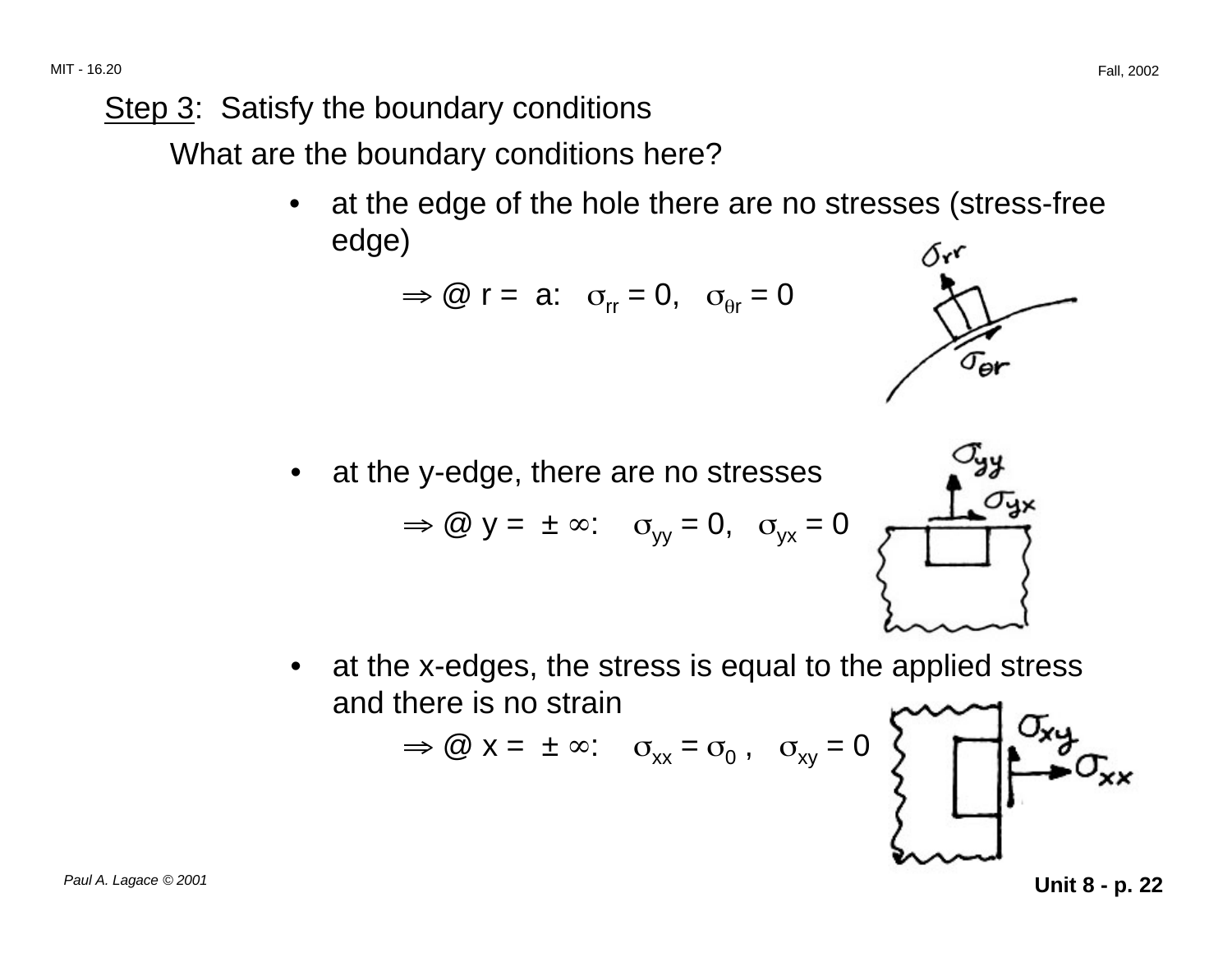Step 3: Satisfy the boundary conditions

What are the boundary conditions here?

- at the edge of the hole there are no stresses (stress-free edge)

  $\Rightarrow$ @ $r = a$: $\sigma_{rr} = 0$, $\sigma_{\theta r} = 0$

- at the y-edge, there are no stresses

  $\Rightarrow$ @ $y = \pm \infty$: $\sigma_{yy} = 0$, $\sigma_{yx} = 0$

- at the x-edges, the stress is equal to the applied stress and there is no strain

  $\Rightarrow$ @ $x = \pm \infty$: $\sigma_{xx} = \sigma_0$ , $\sigma_{xy} = 0$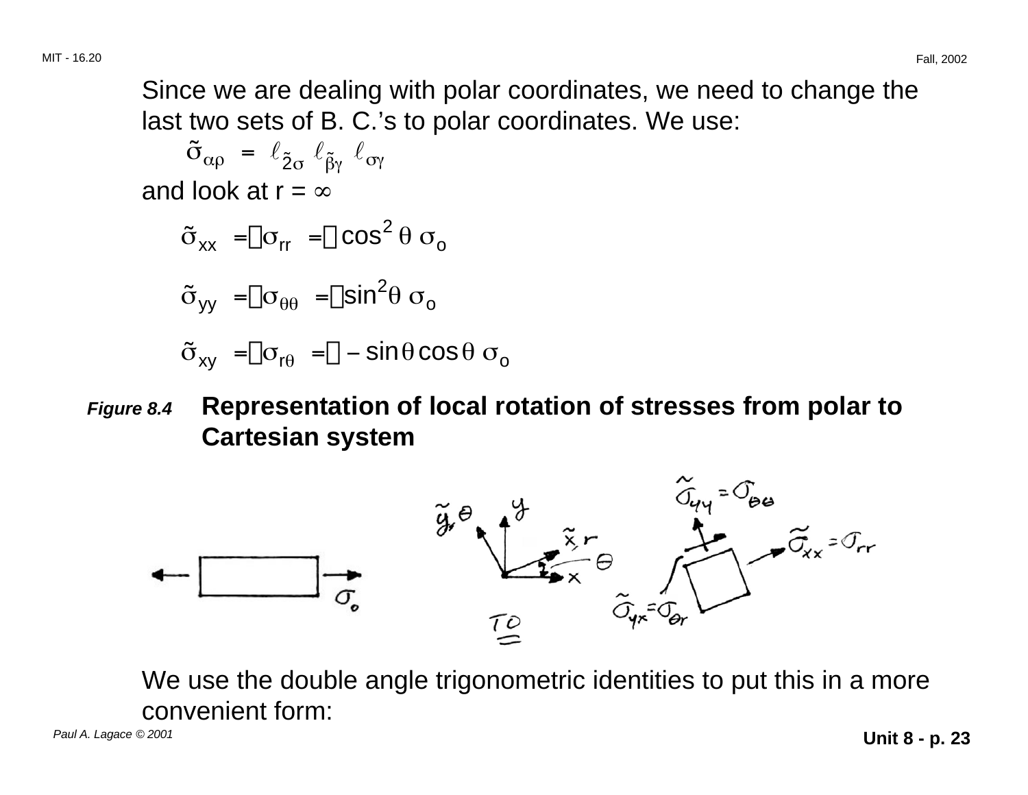Since we are dealing with polar coordinates, we need to change the last two sets of B. C.'s to polar coordinates. We use:

$$\tilde{\sigma}_{\alpha\rho} = \ell_{\tilde{2}\sigma}\, \ell_{\tilde{\beta}\gamma}\, \ell_{\sigma\gamma}$$

and look at r = ∞

$$\tilde{\sigma}_{xx} = \sigma_{rr} = \cos^2\theta\, \sigma_o$$

$$\tilde{\sigma}_{yy} = \sigma_{\theta\theta} = \sin^2\theta\, \sigma_o$$

$$\tilde{\sigma}_{xy} = \sigma_{r\theta} = -\sin\theta\cos\theta\, \sigma_o$$

*Figure 8.4* **Representation of local rotation of stresses from polar to Cartesian system**

We use the double angle trigonometric identities to put this in a more convenient form: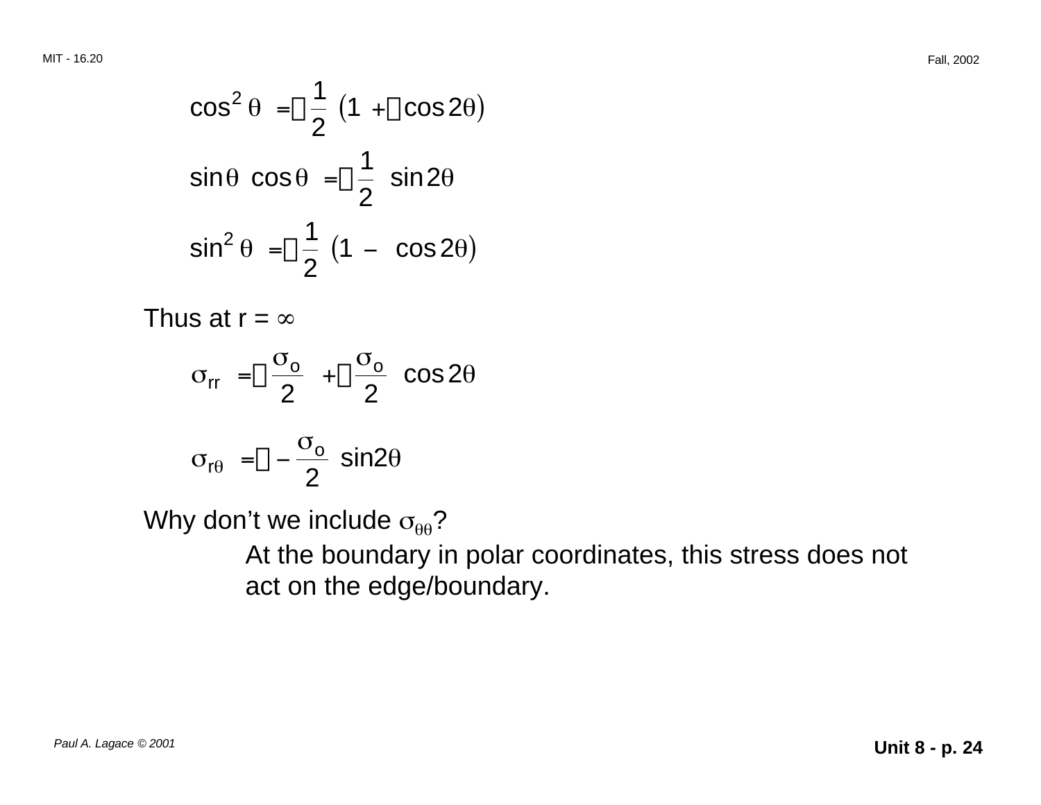$$\cos^2 \theta = \frac{1}{2} \left(1 + \cos 2\theta\right)$$

$$\sin\theta \cos\theta = \frac{1}{2} \sin 2\theta$$

$$\sin^2 \theta = \frac{1}{2} \left(1 - \cos 2\theta\right)$$

Thus at r = $\infty$

$$\sigma_{rr} = \frac{\sigma_o}{2} + \frac{\sigma_o}{2} \cos 2\theta$$

$$\sigma_{r\theta} = -\frac{\sigma_o}{2} \sin 2\theta$$

Why don't we include $\sigma_{\theta\theta}$?

At the boundary in polar coordinates, this stress does not act on the edge/boundary.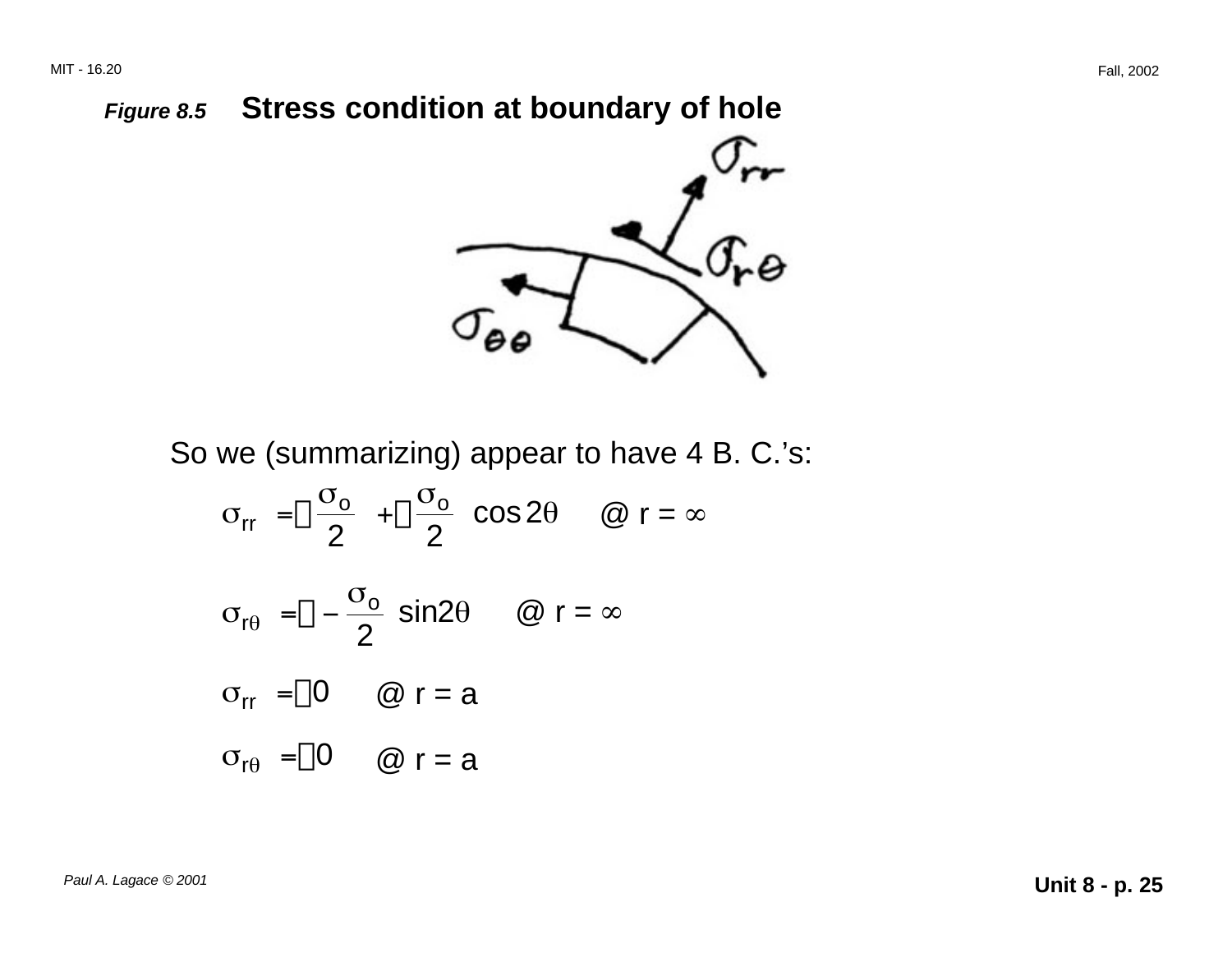*Figure 8.5* **Stress condition at boundary of hole**

So we (summarizing) appear to have 4 B. C.'s:

$$\sigma_{rr} = \frac{\sigma_o}{2} + \frac{\sigma_o}{2}\cos 2\theta \quad @ \ r = \infty$$

$$\sigma_{r\theta} = -\frac{\sigma_o}{2}\sin 2\theta \quad @ \ r = \infty$$

$$\sigma_{rr} = 0 \quad @ \ r = a$$

$$\sigma_{r\theta} = 0 \quad @ \ r = a$$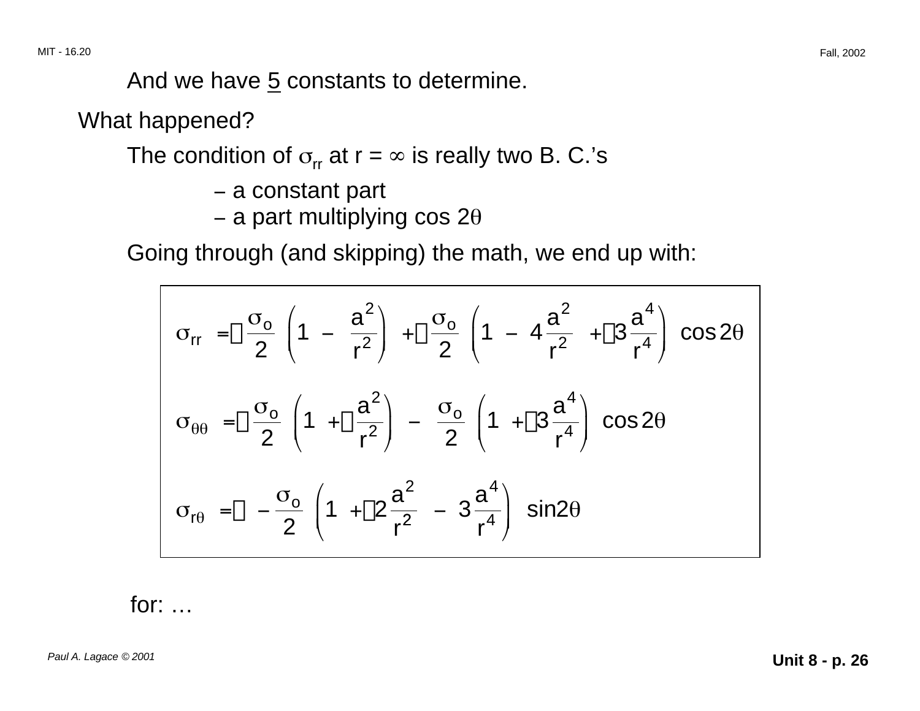And we have <u>5</u> constants to determine.

What happened?

The condition of $\sigma_{rr}$ at r = $\infty$ is really two B. C.'s

– a constant part
– a part multiplying cos $2\theta$

Going through (and skipping) the math, we end up with:

$$\sigma_{rr} = \frac{\sigma_o}{2}\left(1 - \frac{a^2}{r^2}\right) + \frac{\sigma_o}{2}\left(1 - 4\frac{a^2}{r^2} + 3\frac{a^4}{r^4}\right)\cos 2\theta$$

$$\sigma_{\theta\theta} = \frac{\sigma_o}{2}\left(1 + \frac{a^2}{r^2}\right) - \frac{\sigma_o}{2}\left(1 + 3\frac{a^4}{r^4}\right)\cos 2\theta$$

$$\sigma_{r\theta} = -\frac{\sigma_o}{2}\left(1 + 2\frac{a^2}{r^2} - 3\frac{a^4}{r^4}\right)\sin 2\theta$$

for: …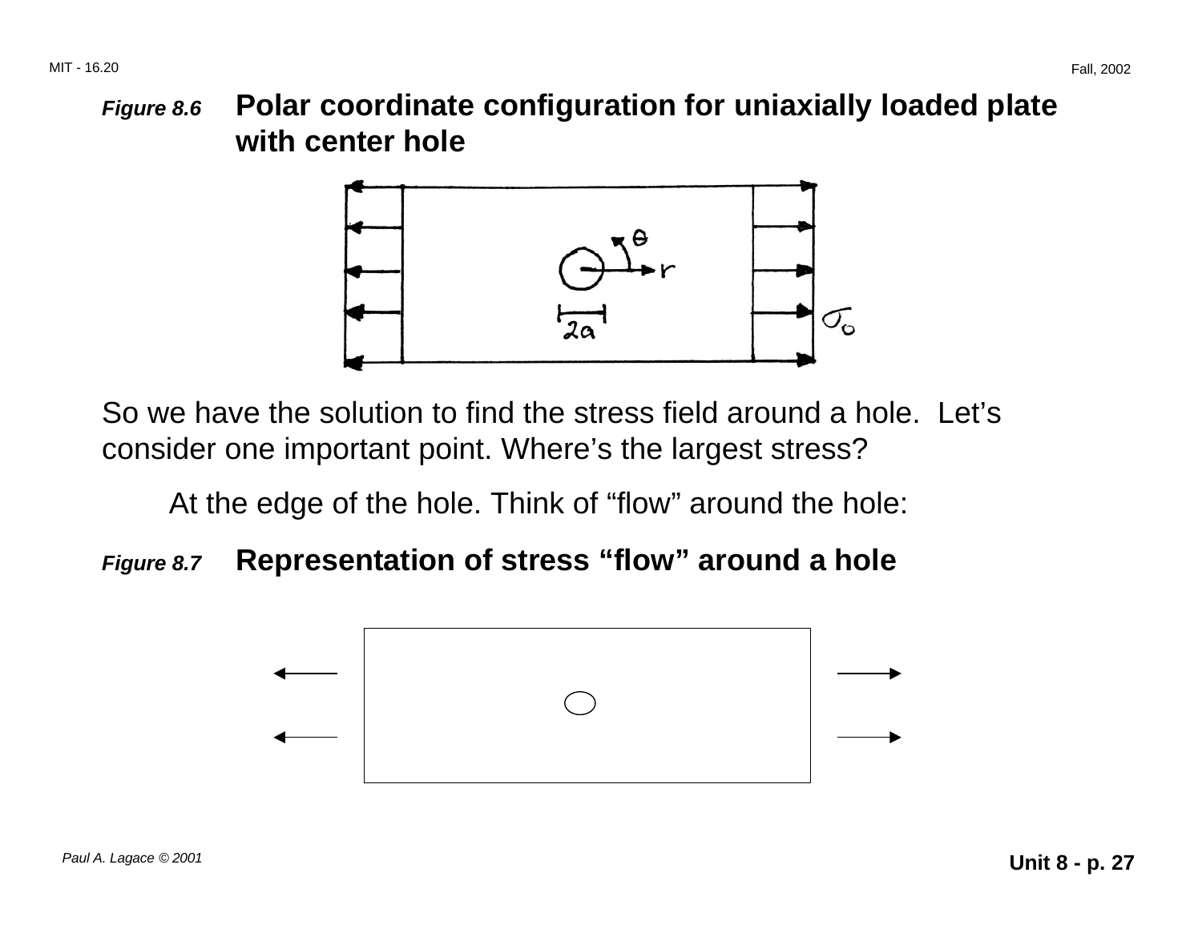**Figure 8.6** **Polar coordinate configuration for uniaxially loaded plate with center hole**

So we have the solution to find the stress field around a hole. Let's consider one important point. Where's the largest stress?

At the edge of the hole. Think of "flow" around the hole:

**Figure 8.7** **Representation of stress "flow" around a hole**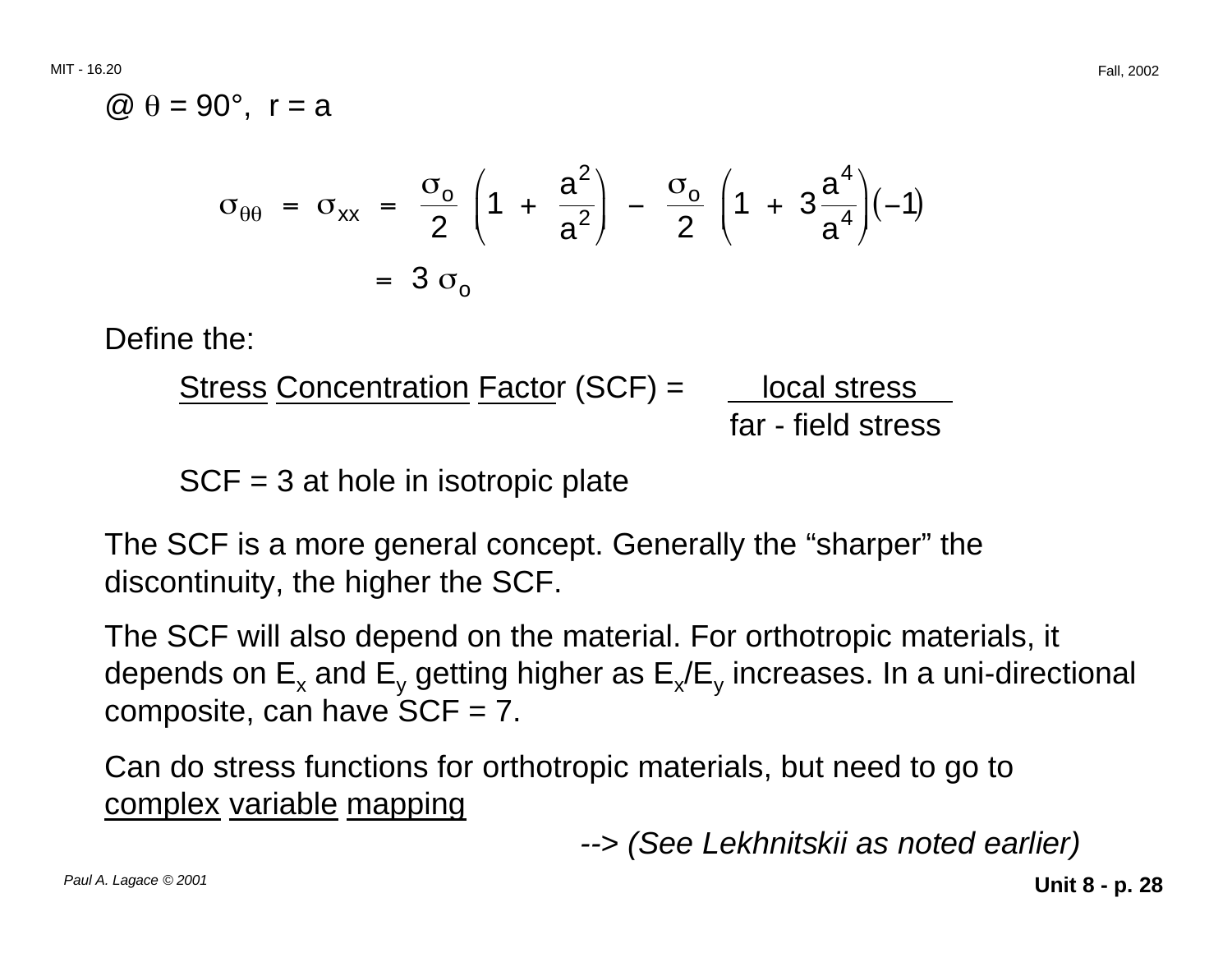@ $\theta = 90°$, $r = a$

$$\sigma_{\theta\theta} = \sigma_{xx} = \frac{\sigma_o}{2}\left(1 + \frac{a^2}{a^2}\right) - \frac{\sigma_o}{2}\left(1 + 3\frac{a^4}{a^4}\right)(-1)$$

$$= 3\,\sigma_o$$

Define the:

<u>Stress</u> <u>Concentration</u> <u>Facto</u>r (SCF) = $\dfrac{\text{local stress}}{\text{far - field stress}}$

SCF = 3 at hole in isotropic plate

The SCF is a more general concept. Generally the “sharper” the discontinuity, the higher the SCF.

The SCF will also depend on the material. For orthotropic materials, it depends on $E_x$ and $E_y$ getting higher as $E_x/E_y$ increases. In a uni-directional composite, can have SCF = 7.

Can do stress functions for orthotropic materials, but need to go to <u>complex</u> <u>variable</u> <u>mapping</u>

--> *(See Lekhnitskii as noted earlier)*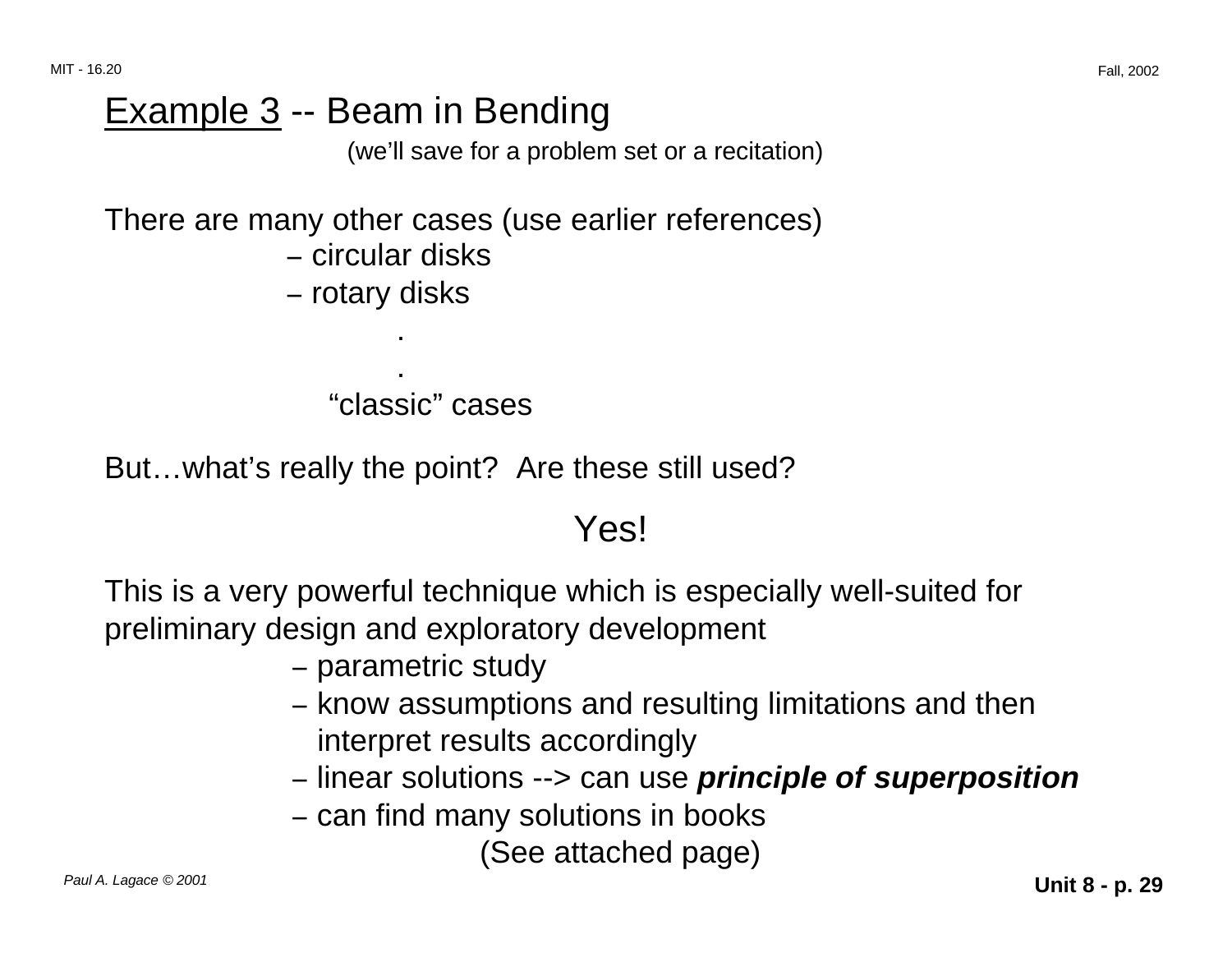## <u>Example 3</u> -- Beam in Bending

(we'll save for a problem set or a recitation)

There are many other cases (use earlier references)

- circular disks
- rotary disks

.
.

"classic" cases

But…what's really the point? Are these still used?

Yes!

This is a very powerful technique which is especially well-suited for preliminary design and exploratory development

- parametric study
- know assumptions and resulting limitations and then interpret results accordingly
- linear solutions --> can use ***principle of superposition***
- can find many solutions in books

(See attached page)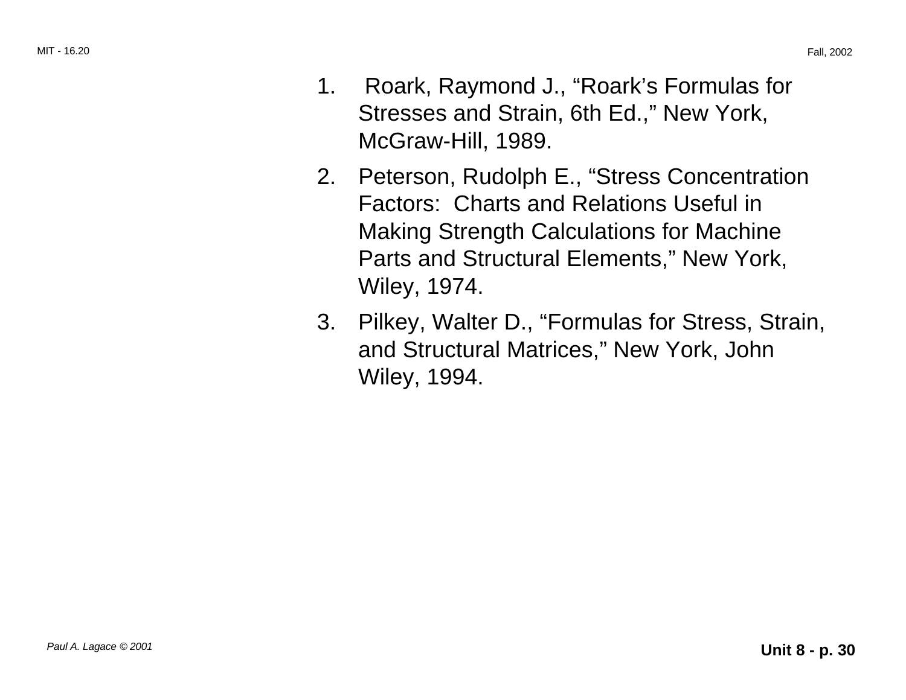1. Roark, Raymond J., “Roark’s Formulas for Stresses and Strain, 6th Ed.,” New York, McGraw-Hill, 1989.
2. Peterson, Rudolph E., “Stress Concentration Factors: Charts and Relations Useful in Making Strength Calculations for Machine Parts and Structural Elements,” New York, Wiley, 1974.
3. Pilkey, Walter D., “Formulas for Stress, Strain, and Structural Matrices,” New York, John Wiley, 1994.